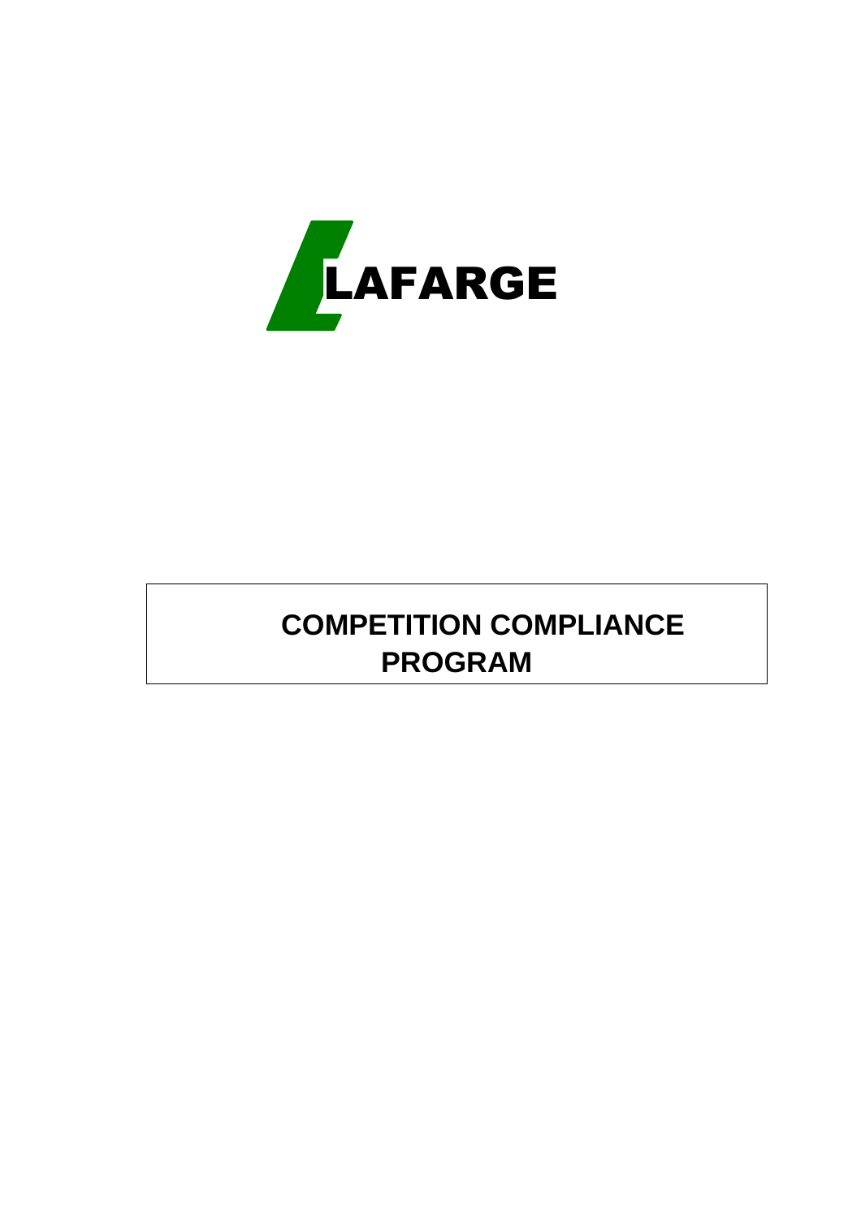LAFARGE

# COMPETITION COMPLIANCE PROGRAM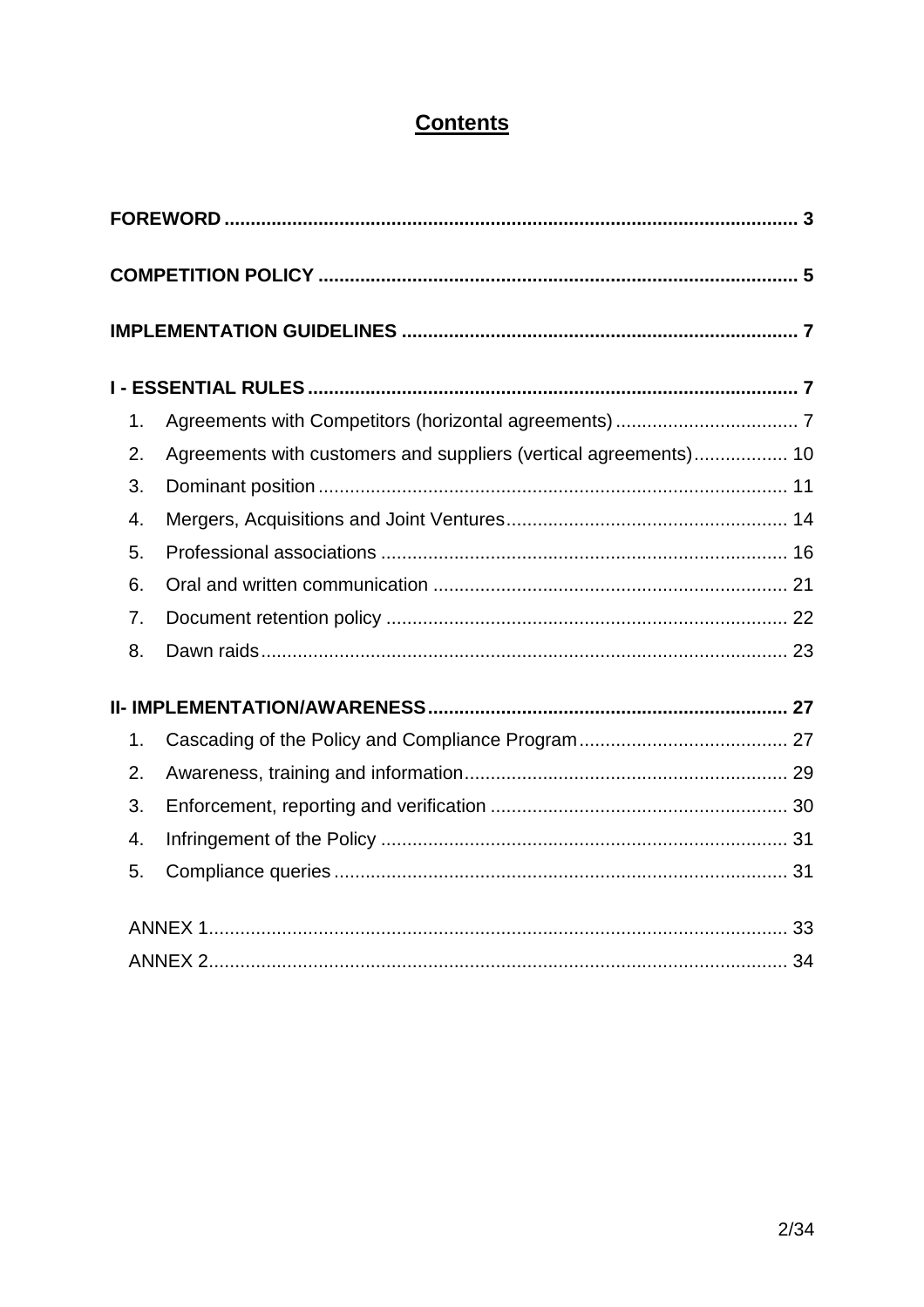# Contents

**FOREWORD** ... 3

**COMPETITION POLICY** ... 5

**IMPLEMENTATION GUIDELINES** ... 7

**I - ESSENTIAL RULES** ... 7

1. Agreements with Competitors (horizontal agreements) ... 7
2. Agreements with customers and suppliers (vertical agreements) ... 10
3. Dominant position ... 11
4. Mergers, Acquisitions and Joint Ventures ... 14
5. Professional associations ... 16
6. Oral and written communication ... 21
7. Document retention policy ... 22
8. Dawn raids ... 23

**II- IMPLEMENTATION/AWARENESS** ... 27

1. Cascading of the Policy and Compliance Program ... 27
2. Awareness, training and information ... 29
3. Enforcement, reporting and verification ... 30
4. Infringement of the Policy ... 31
5. Compliance queries ... 31

ANNEX 1 ... 33

ANNEX 2 ... 34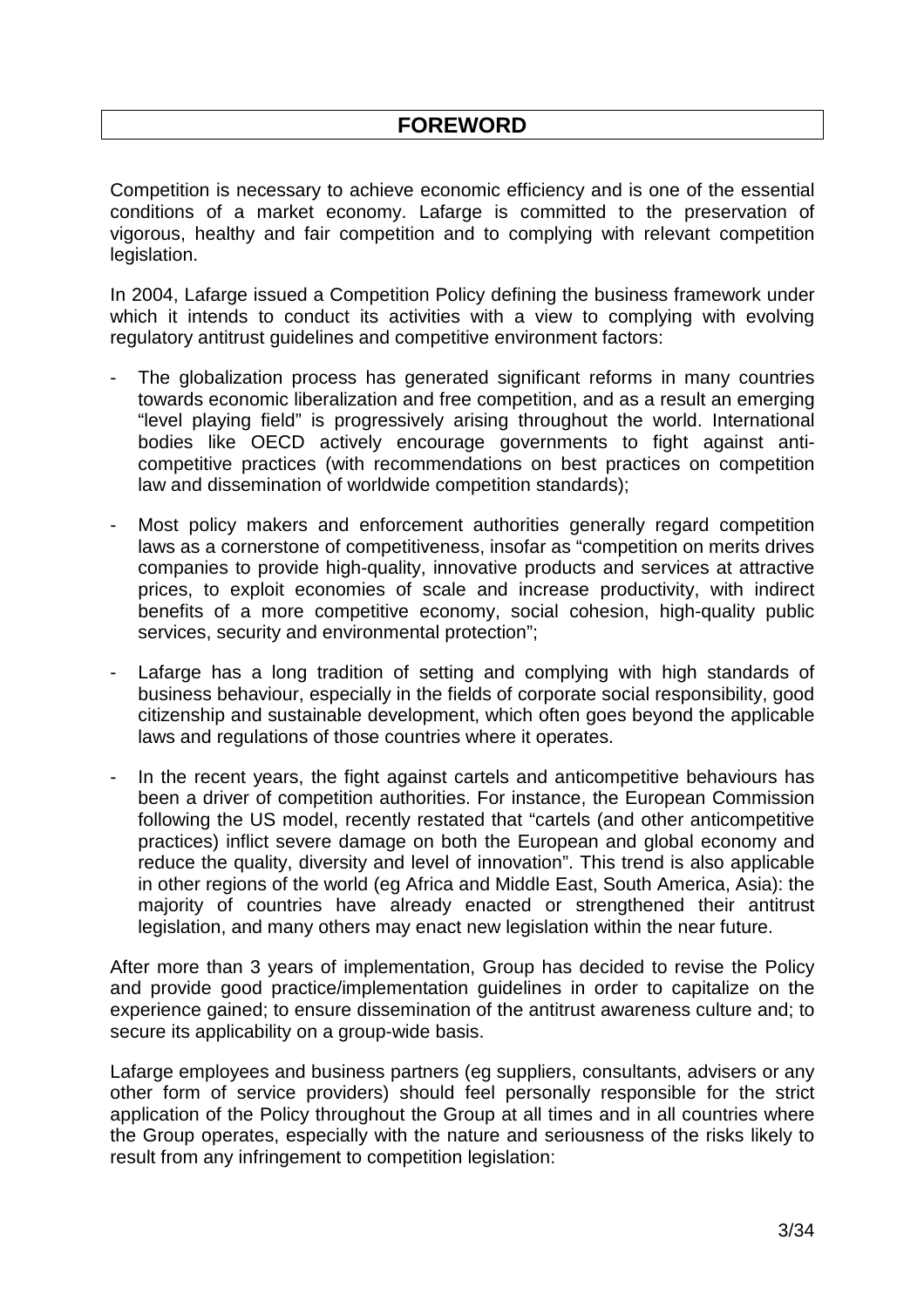# FOREWORD

Competition is necessary to achieve economic efficiency and is one of the essential conditions of a market economy. Lafarge is committed to the preservation of vigorous, healthy and fair competition and to complying with relevant competition legislation.

In 2004, Lafarge issued a Competition Policy defining the business framework under which it intends to conduct its activities with a view to complying with evolving regulatory antitrust guidelines and competitive environment factors:

- The globalization process has generated significant reforms in many countries towards economic liberalization and free competition, and as a result an emerging "level playing field" is progressively arising throughout the world. International bodies like OECD actively encourage governments to fight against anti-competitive practices (with recommendations on best practices on competition law and dissemination of worldwide competition standards);

- Most policy makers and enforcement authorities generally regard competition laws as a cornerstone of competitiveness, insofar as "competition on merits drives companies to provide high-quality, innovative products and services at attractive prices, to exploit economies of scale and increase productivity, with indirect benefits of a more competitive economy, social cohesion, high-quality public services, security and environmental protection";

- Lafarge has a long tradition of setting and complying with high standards of business behaviour, especially in the fields of corporate social responsibility, good citizenship and sustainable development, which often goes beyond the applicable laws and regulations of those countries where it operates.

- In the recent years, the fight against cartels and anticompetitive behaviours has been a driver of competition authorities. For instance, the European Commission following the US model, recently restated that "cartels (and other anticompetitive practices) inflict severe damage on both the European and global economy and reduce the quality, diversity and level of innovation". This trend is also applicable in other regions of the world (eg Africa and Middle East, South America, Asia): the majority of countries have already enacted or strengthened their antitrust legislation, and many others may enact new legislation within the near future.

After more than 3 years of implementation, Group has decided to revise the Policy and provide good practice/implementation guidelines in order to capitalize on the experience gained; to ensure dissemination of the antitrust awareness culture and; to secure its applicability on a group-wide basis.

Lafarge employees and business partners (eg suppliers, consultants, advisers or any other form of service providers) should feel personally responsible for the strict application of the Policy throughout the Group at all times and in all countries where the Group operates, especially with the nature and seriousness of the risks likely to result from any infringement to competition legislation: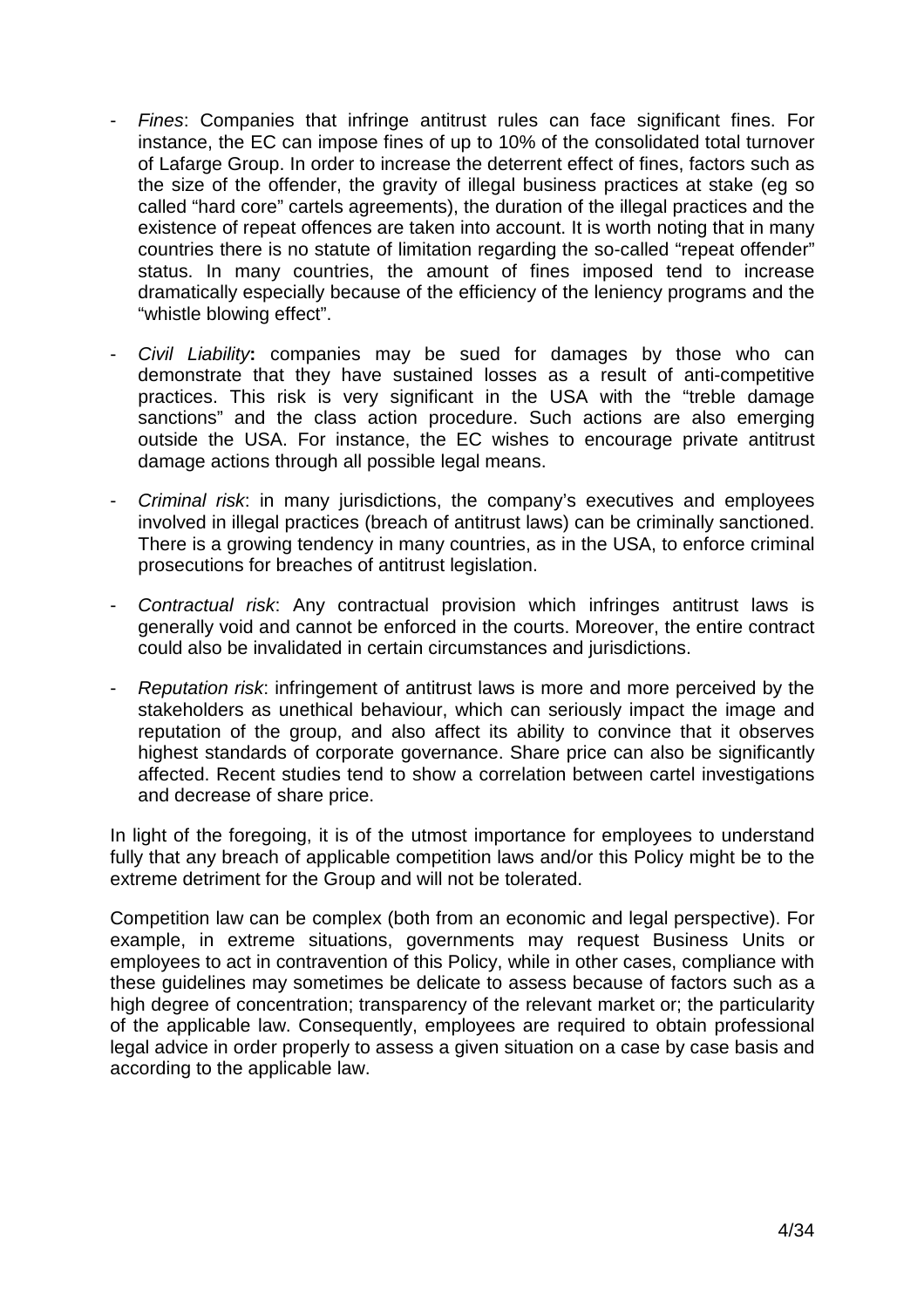- *Fines*: Companies that infringe antitrust rules can face significant fines. For instance, the EC can impose fines of up to 10% of the consolidated total turnover of Lafarge Group. In order to increase the deterrent effect of fines, factors such as the size of the offender, the gravity of illegal business practices at stake (eg so called "hard core" cartels agreements), the duration of the illegal practices and the existence of repeat offences are taken into account. It is worth noting that in many countries there is no statute of limitation regarding the so-called "repeat offender" status. In many countries, the amount of fines imposed tend to increase dramatically especially because of the efficiency of the leniency programs and the "whistle blowing effect".

- *Civil Liability***:** companies may be sued for damages by those who can demonstrate that they have sustained losses as a result of anti-competitive practices. This risk is very significant in the USA with the "treble damage sanctions" and the class action procedure. Such actions are also emerging outside the USA. For instance, the EC wishes to encourage private antitrust damage actions through all possible legal means.

- *Criminal risk*: in many jurisdictions, the company's executives and employees involved in illegal practices (breach of antitrust laws) can be criminally sanctioned. There is a growing tendency in many countries, as in the USA, to enforce criminal prosecutions for breaches of antitrust legislation.

- *Contractual risk*: Any contractual provision which infringes antitrust laws is generally void and cannot be enforced in the courts. Moreover, the entire contract could also be invalidated in certain circumstances and jurisdictions.

- *Reputation risk*: infringement of antitrust laws is more and more perceived by the stakeholders as unethical behaviour, which can seriously impact the image and reputation of the group, and also affect its ability to convince that it observes highest standards of corporate governance. Share price can also be significantly affected. Recent studies tend to show a correlation between cartel investigations and decrease of share price.

In light of the foregoing, it is of the utmost importance for employees to understand fully that any breach of applicable competition laws and/or this Policy might be to the extreme detriment for the Group and will not be tolerated.

Competition law can be complex (both from an economic and legal perspective). For example, in extreme situations, governments may request Business Units or employees to act in contravention of this Policy, while in other cases, compliance with these guidelines may sometimes be delicate to assess because of factors such as a high degree of concentration; transparency of the relevant market or; the particularity of the applicable law. Consequently, employees are required to obtain professional legal advice in order properly to assess a given situation on a case by case basis and according to the applicable law.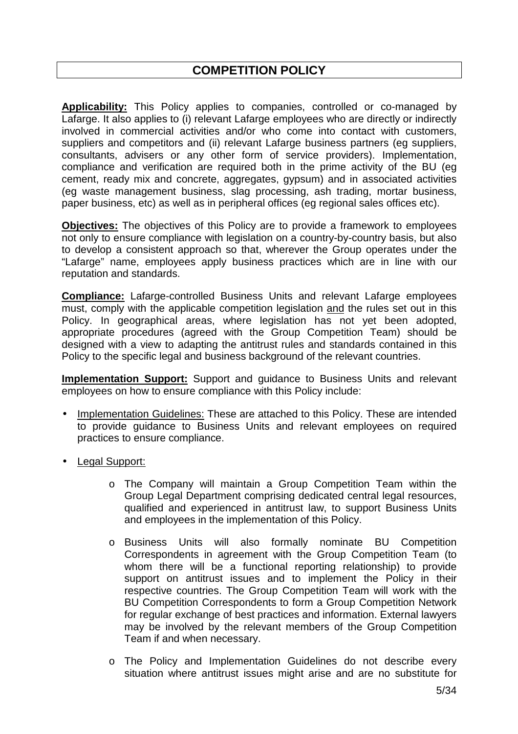# COMPETITION POLICY

**Applicability:** This Policy applies to companies, controlled or co-managed by Lafarge. It also applies to (i) relevant Lafarge employees who are directly or indirectly involved in commercial activities and/or who come into contact with customers, suppliers and competitors and (ii) relevant Lafarge business partners (eg suppliers, consultants, advisers or any other form of service providers). Implementation, compliance and verification are required both in the prime activity of the BU (eg cement, ready mix and concrete, aggregates, gypsum) and in associated activities (eg waste management business, slag processing, ash trading, mortar business, paper business, etc) as well as in peripheral offices (eg regional sales offices etc).

**Objectives:** The objectives of this Policy are to provide a framework to employees not only to ensure compliance with legislation on a country-by-country basis, but also to develop a consistent approach so that, wherever the Group operates under the "Lafarge" name, employees apply business practices which are in line with our reputation and standards.

**Compliance:** Lafarge-controlled Business Units and relevant Lafarge employees must, comply with the applicable competition legislation and the rules set out in this Policy. In geographical areas, where legislation has not yet been adopted, appropriate procedures (agreed with the Group Competition Team) should be designed with a view to adapting the antitrust rules and standards contained in this Policy to the specific legal and business background of the relevant countries.

**Implementation Support:** Support and guidance to Business Units and relevant employees on how to ensure compliance with this Policy include:

- Implementation Guidelines: These are attached to this Policy. These are intended to provide guidance to Business Units and relevant employees on required practices to ensure compliance.
- Legal Support:
  - The Company will maintain a Group Competition Team within the Group Legal Department comprising dedicated central legal resources, qualified and experienced in antitrust law, to support Business Units and employees in the implementation of this Policy.
  - Business Units will also formally nominate BU Competition Correspondents in agreement with the Group Competition Team (to whom there will be a functional reporting relationship) to provide support on antitrust issues and to implement the Policy in their respective countries. The Group Competition Team will work with the BU Competition Correspondents to form a Group Competition Network for regular exchange of best practices and information. External lawyers may be involved by the relevant members of the Group Competition Team if and when necessary.
  - The Policy and Implementation Guidelines do not describe every situation where antitrust issues might arise and are no substitute for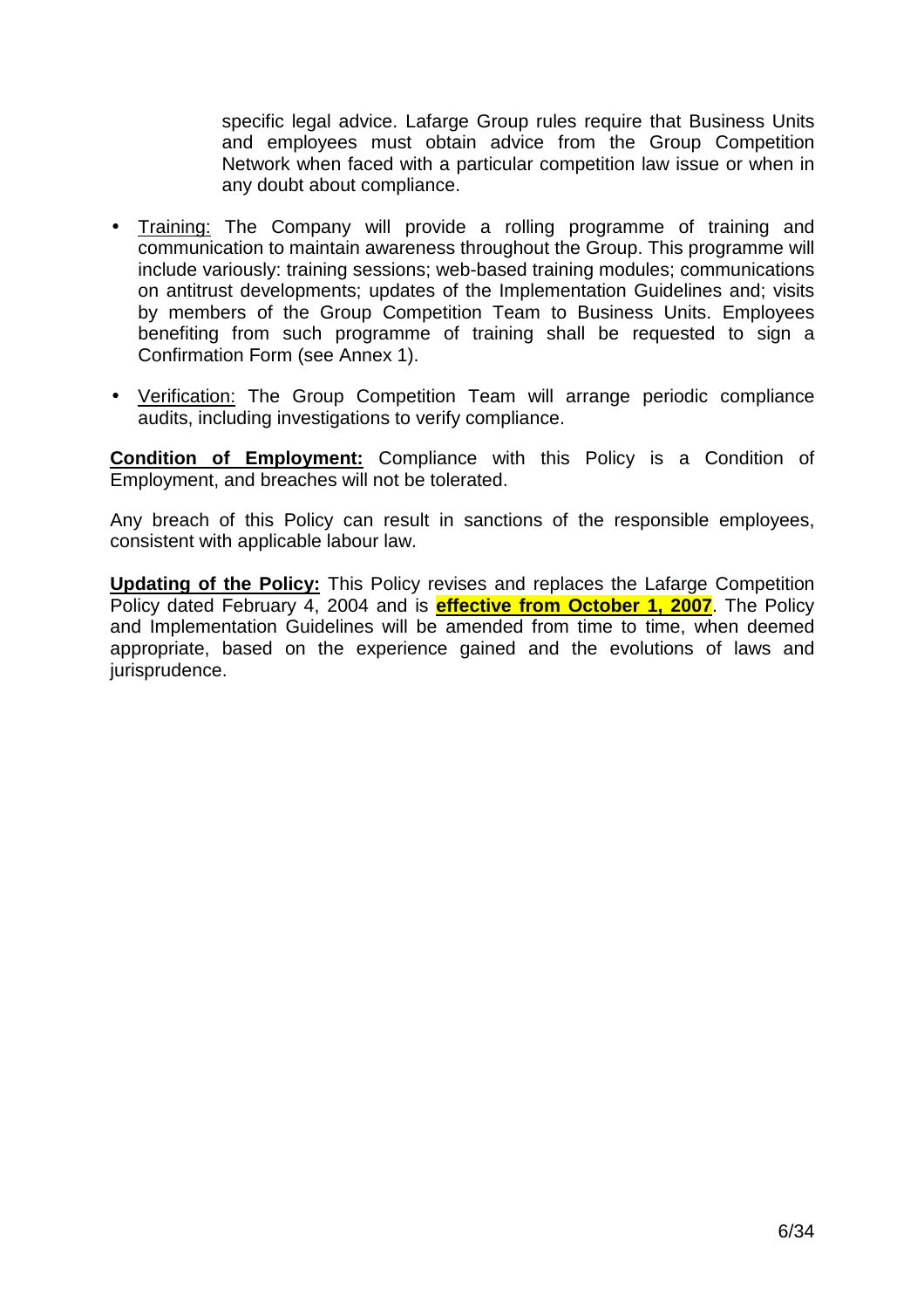specific legal advice. Lafarge Group rules require that Business Units and employees must obtain advice from the Group Competition Network when faced with a particular competition law issue or when in any doubt about compliance.

- Training: The Company will provide a rolling programme of training and communication to maintain awareness throughout the Group. This programme will include variously: training sessions; web-based training modules; communications on antitrust developments; updates of the Implementation Guidelines and; visits by members of the Group Competition Team to Business Units. Employees benefiting from such programme of training shall be requested to sign a Confirmation Form (see Annex 1).

- Verification: The Group Competition Team will arrange periodic compliance audits, including investigations to verify compliance.

**Condition of Employment:** Compliance with this Policy is a Condition of Employment, and breaches will not be tolerated.

Any breach of this Policy can result in sanctions of the responsible employees, consistent with applicable labour law.

**Updating of the Policy:** This Policy revises and replaces the Lafarge Competition Policy dated February 4, 2004 and is **effective from October 1, 2007**. The Policy and Implementation Guidelines will be amended from time to time, when deemed appropriate, based on the experience gained and the evolutions of laws and jurisprudence.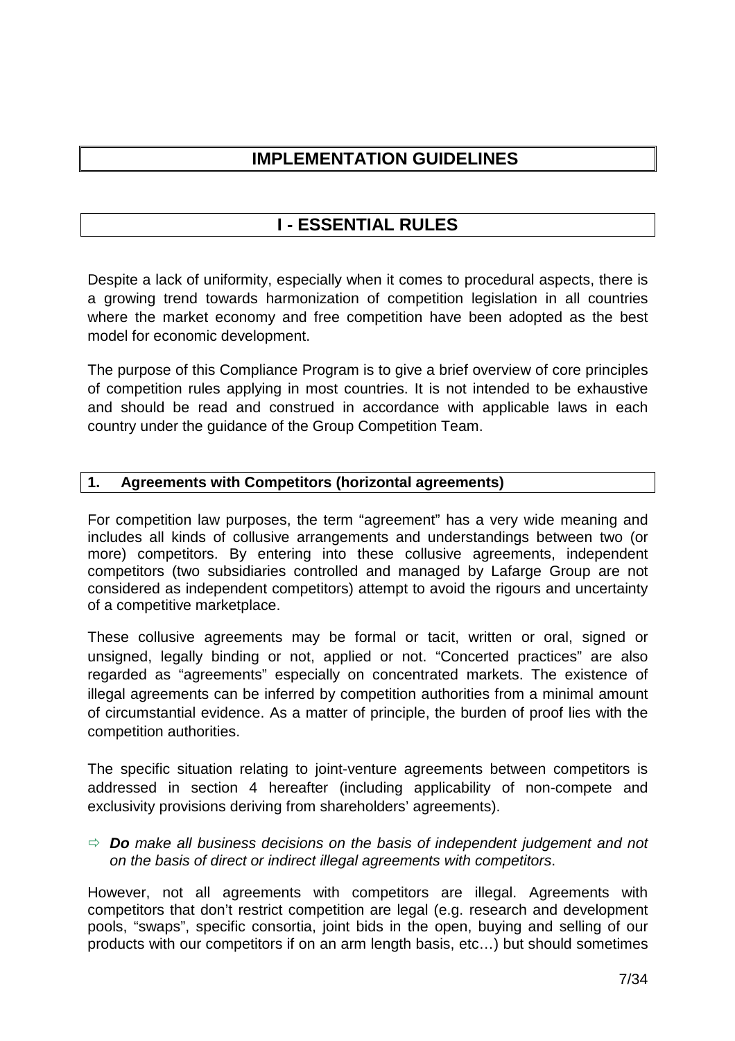# IMPLEMENTATION GUIDELINES

## I - ESSENTIAL RULES

Despite a lack of uniformity, especially when it comes to procedural aspects, there is a growing trend towards harmonization of competition legislation in all countries where the market economy and free competition have been adopted as the best model for economic development.

The purpose of this Compliance Program is to give a brief overview of core principles of competition rules applying in most countries. It is not intended to be exhaustive and should be read and construed in accordance with applicable laws in each country under the guidance of the Group Competition Team.

### 1. Agreements with Competitors (horizontal agreements)

For competition law purposes, the term "agreement" has a very wide meaning and includes all kinds of collusive arrangements and understandings between two (or more) competitors. By entering into these collusive agreements, independent competitors (two subsidiaries controlled and managed by Lafarge Group are not considered as independent competitors) attempt to avoid the rigours and uncertainty of a competitive marketplace.

These collusive agreements may be formal or tacit, written or oral, signed or unsigned, legally binding or not, applied or not. "Concerted practices" are also regarded as "agreements" especially on concentrated markets. The existence of illegal agreements can be inferred by competition authorities from a minimal amount of circumstantial evidence. As a matter of principle, the burden of proof lies with the competition authorities.

The specific situation relating to joint-venture agreements between competitors is addressed in section 4 hereafter (including applicability of non-compete and exclusivity provisions deriving from shareholders' agreements).

⇨ ***Do*** *make all business decisions on the basis of independent judgement and not on the basis of direct or indirect illegal agreements with competitors*.

However, not all agreements with competitors are illegal. Agreements with competitors that don't restrict competition are legal (e.g. research and development pools, "swaps", specific consortia, joint bids in the open, buying and selling of our products with our competitors if on an arm length basis, etc…) but should sometimes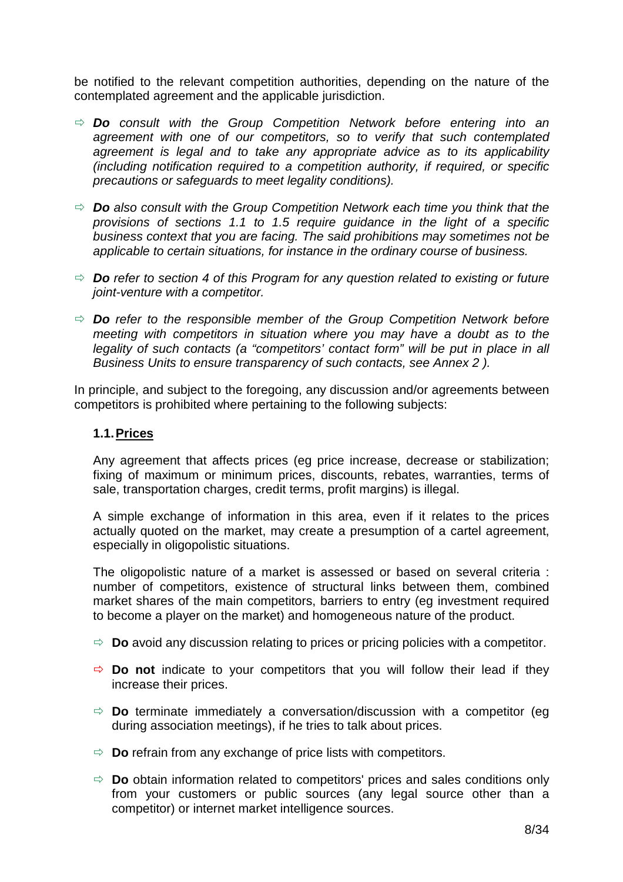be notified to the relevant competition authorities, depending on the nature of the contemplated agreement and the applicable jurisdiction.

- ⇨ ***Do*** *consult with the Group Competition Network before entering into an agreement with one of our competitors, so to verify that such contemplated agreement is legal and to take any appropriate advice as to its applicability (including notification required to a competition authority, if required, or specific precautions or safeguards to meet legality conditions).*

- ⇨ ***Do*** *also consult with the Group Competition Network each time you think that the provisions of sections 1.1 to 1.5 require guidance in the light of a specific business context that you are facing. The said prohibitions may sometimes not be applicable to certain situations, for instance in the ordinary course of business.*

- ⇨ ***Do*** *refer to section 4 of this Program for any question related to existing or future joint-venture with a competitor.*

- ⇨ ***Do*** *refer to the responsible member of the Group Competition Network before meeting with competitors in situation where you may have a doubt as to the legality of such contacts (a "competitors' contact form" will be put in place in all Business Units to ensure transparency of such contacts, see Annex 2 ).*

In principle, and subject to the foregoing, any discussion and/or agreements between competitors is prohibited where pertaining to the following subjects:

### 1.1. Prices

Any agreement that affects prices (eg price increase, decrease or stabilization; fixing of maximum or minimum prices, discounts, rebates, warranties, terms of sale, transportation charges, credit terms, profit margins) is illegal.

A simple exchange of information in this area, even if it relates to the prices actually quoted on the market, may create a presumption of a cartel agreement, especially in oligopolistic situations.

The oligopolistic nature of a market is assessed or based on several criteria : number of competitors, existence of structural links between them, combined market shares of the main competitors, barriers to entry (eg investment required to become a player on the market) and homogeneous nature of the product.

- ⇨ **Do** avoid any discussion relating to prices or pricing policies with a competitor.

- ⇨ **Do not** indicate to your competitors that you will follow their lead if they increase their prices.

- ⇨ **Do** terminate immediately a conversation/discussion with a competitor (eg during association meetings), if he tries to talk about prices.

- ⇨ **Do** refrain from any exchange of price lists with competitors.

- ⇨ **Do** obtain information related to competitors' prices and sales conditions only from your customers or public sources (any legal source other than a competitor) or internet market intelligence sources.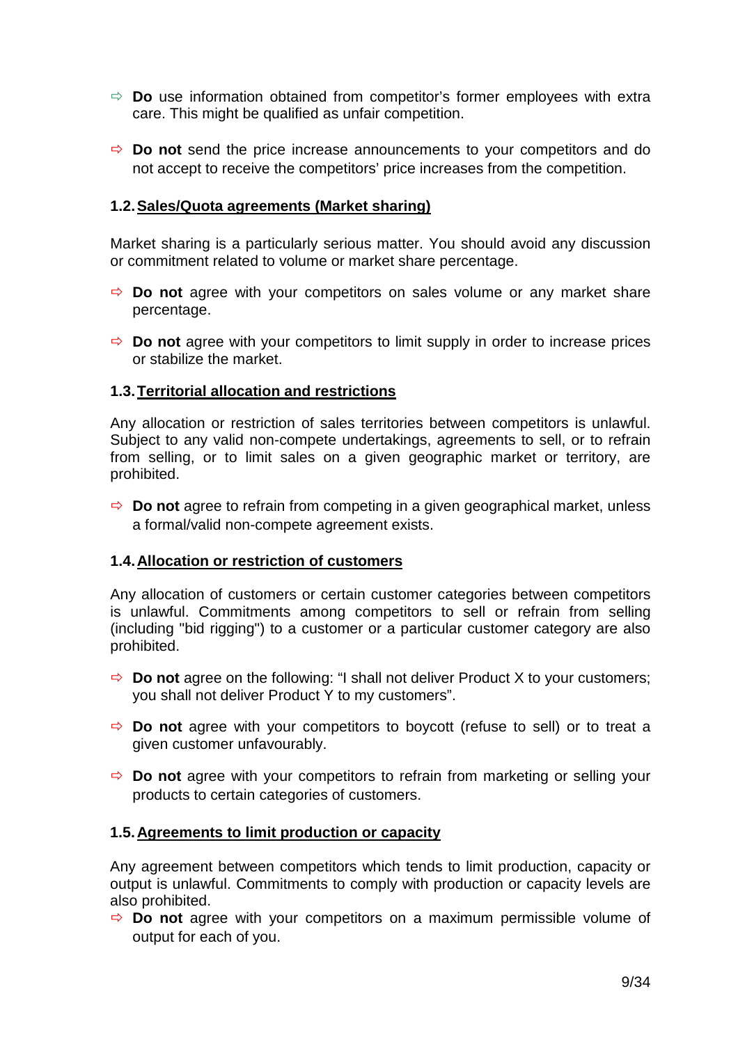- **Do** use information obtained from competitor's former employees with extra care. This might be qualified as unfair competition.

- **Do not** send the price increase announcements to your competitors and do not accept to receive the competitors' price increases from the competition.

### 1.2. Sales/Quota agreements (Market sharing)

Market sharing is a particularly serious matter. You should avoid any discussion or commitment related to volume or market share percentage.

- **Do not** agree with your competitors on sales volume or any market share percentage.

- **Do not** agree with your competitors to limit supply in order to increase prices or stabilize the market.

### 1.3. Territorial allocation and restrictions

Any allocation or restriction of sales territories between competitors is unlawful. Subject to any valid non-compete undertakings, agreements to sell, or to refrain from selling, or to limit sales on a given geographic market or territory, are prohibited.

- **Do not** agree to refrain from competing in a given geographical market, unless a formal/valid non-compete agreement exists.

### 1.4. Allocation or restriction of customers

Any allocation of customers or certain customer categories between competitors is unlawful. Commitments among competitors to sell or refrain from selling (including "bid rigging") to a customer or a particular customer category are also prohibited.

- **Do not** agree on the following: "I shall not deliver Product X to your customers; you shall not deliver Product Y to my customers".

- **Do not** agree with your competitors to boycott (refuse to sell) or to treat a given customer unfavourably.

- **Do not** agree with your competitors to refrain from marketing or selling your products to certain categories of customers.

### 1.5. Agreements to limit production or capacity

Any agreement between competitors which tends to limit production, capacity or output is unlawful. Commitments to comply with production or capacity levels are also prohibited.

- **Do not** agree with your competitors on a maximum permissible volume of output for each of you.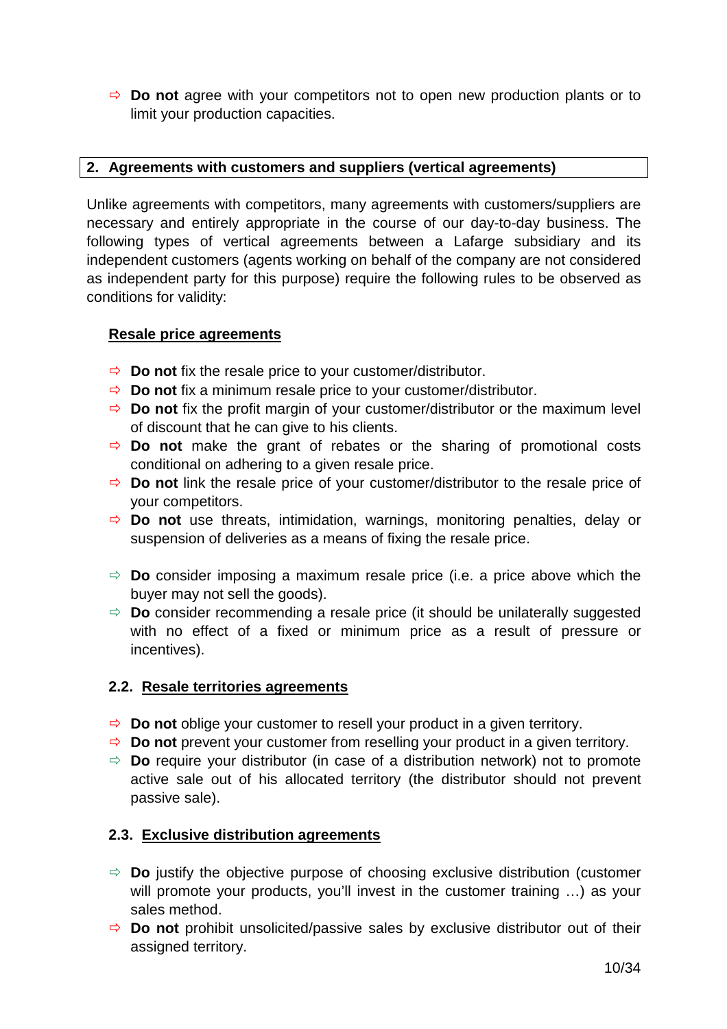- **Do not** agree with your competitors not to open new production plants or to limit your production capacities.

## 2. Agreements with customers and suppliers (vertical agreements)

Unlike agreements with competitors, many agreements with customers/suppliers are necessary and entirely appropriate in the course of our day-to-day business. The following types of vertical agreements between a Lafarge subsidiary and its independent customers (agents working on behalf of the company are not considered as independent party for this purpose) require the following rules to be observed as conditions for validity:

### Resale price agreements

- **Do not** fix the resale price to your customer/distributor.
- **Do not** fix a minimum resale price to your customer/distributor.
- **Do not** fix the profit margin of your customer/distributor or the maximum level of discount that he can give to his clients.
- **Do not** make the grant of rebates or the sharing of promotional costs conditional on adhering to a given resale price.
- **Do not** link the resale price of your customer/distributor to the resale price of your competitors.
- **Do not** use threats, intimidation, warnings, monitoring penalties, delay or suspension of deliveries as a means of fixing the resale price.

- **Do** consider imposing a maximum resale price (i.e. a price above which the buyer may not sell the goods).
- **Do** consider recommending a resale price (it should be unilaterally suggested with no effect of a fixed or minimum price as a result of pressure or incentives).

### 2.2. Resale territories agreements

- **Do not** oblige your customer to resell your product in a given territory.
- **Do not** prevent your customer from reselling your product in a given territory.
- **Do** require your distributor (in case of a distribution network) not to promote active sale out of his allocated territory (the distributor should not prevent passive sale).

### 2.3. Exclusive distribution agreements

- **Do** justify the objective purpose of choosing exclusive distribution (customer will promote your products, you'll invest in the customer training …) as your sales method.
- **Do not** prohibit unsolicited/passive sales by exclusive distributor out of their assigned territory.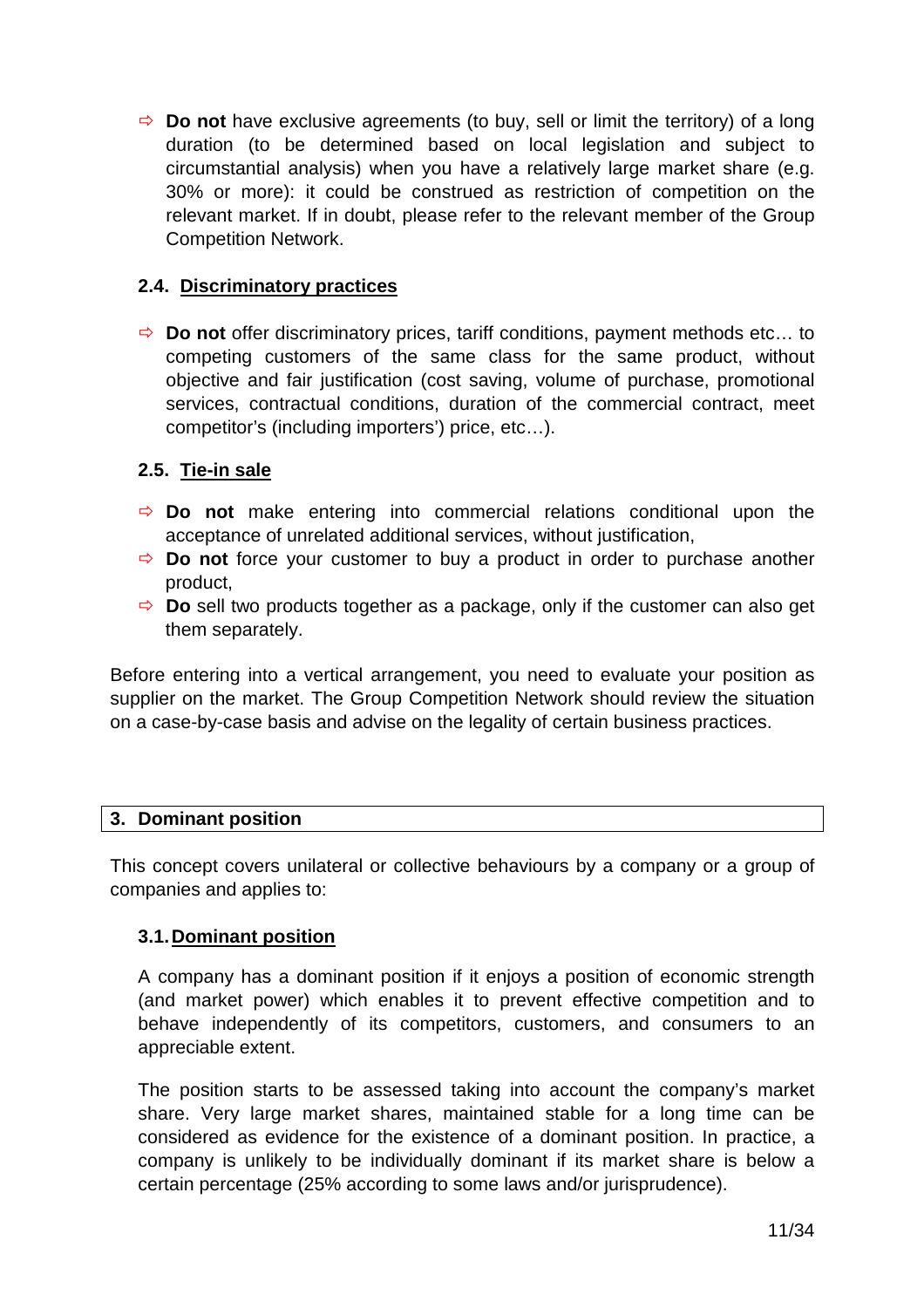- ⇨ **Do not** have exclusive agreements (to buy, sell or limit the territory) of a long duration (to be determined based on local legislation and subject to circumstantial analysis) when you have a relatively large market share (e.g. 30% or more): it could be construed as restriction of competition on the relevant market. If in doubt, please refer to the relevant member of the Group Competition Network.

### 2.4. Discriminatory practices

- ⇨ **Do not** offer discriminatory prices, tariff conditions, payment methods etc… to competing customers of the same class for the same product, without objective and fair justification (cost saving, volume of purchase, promotional services, contractual conditions, duration of the commercial contract, meet competitor's (including importers') price, etc…).

### 2.5. Tie-in sale

- ⇨ **Do not** make entering into commercial relations conditional upon the acceptance of unrelated additional services, without justification,
- ⇨ **Do not** force your customer to buy a product in order to purchase another product,
- ⇨ **Do** sell two products together as a package, only if the customer can also get them separately.

Before entering into a vertical arrangement, you need to evaluate your position as supplier on the market. The Group Competition Network should review the situation on a case-by-case basis and advise on the legality of certain business practices.

## 3. Dominant position

This concept covers unilateral or collective behaviours by a company or a group of companies and applies to:

### 3.1. Dominant position

A company has a dominant position if it enjoys a position of economic strength (and market power) which enables it to prevent effective competition and to behave independently of its competitors, customers, and consumers to an appreciable extent.

The position starts to be assessed taking into account the company's market share. Very large market shares, maintained stable for a long time can be considered as evidence for the existence of a dominant position. In practice, a company is unlikely to be individually dominant if its market share is below a certain percentage (25% according to some laws and/or jurisprudence).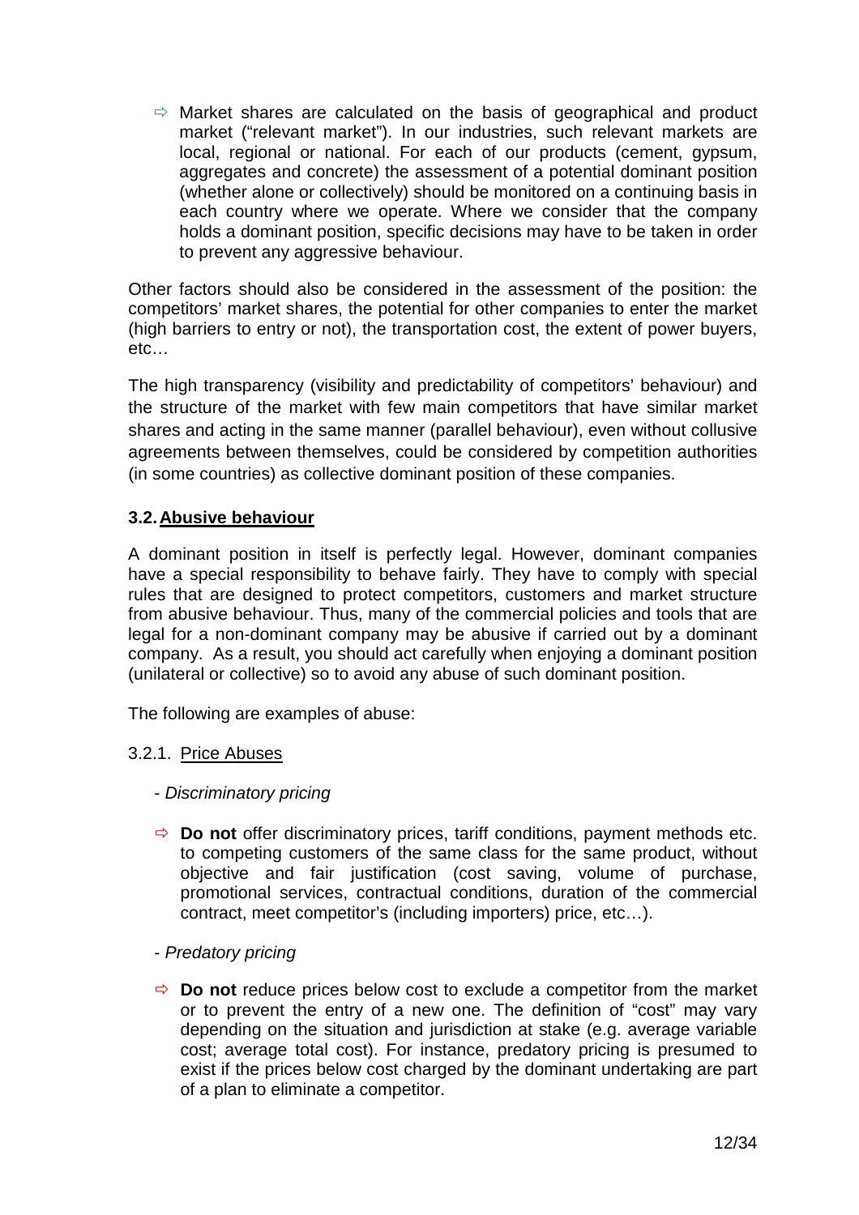- ⇨ Market shares are calculated on the basis of geographical and product market ("relevant market"). In our industries, such relevant markets are local, regional or national. For each of our products (cement, gypsum, aggregates and concrete) the assessment of a potential dominant position (whether alone or collectively) should be monitored on a continuing basis in each country where we operate. Where we consider that the company holds a dominant position, specific decisions may have to be taken in order to prevent any aggressive behaviour.

Other factors should also be considered in the assessment of the position: the competitors' market shares, the potential for other companies to enter the market (high barriers to entry or not), the transportation cost, the extent of power buyers, etc…

The high transparency (visibility and predictability of competitors' behaviour) and the structure of the market with few main competitors that have similar market shares and acting in the same manner (parallel behaviour), even without collusive agreements between themselves, could be considered by competition authorities (in some countries) as collective dominant position of these companies.

### 3.2. Abusive behaviour

A dominant position in itself is perfectly legal. However, dominant companies have a special responsibility to behave fairly. They have to comply with special rules that are designed to protect competitors, customers and market structure from abusive behaviour. Thus, many of the commercial policies and tools that are legal for a non-dominant company may be abusive if carried out by a dominant company. As a result, you should act carefully when enjoying a dominant position (unilateral or collective) so to avoid any abuse of such dominant position.

The following are examples of abuse:

#### 3.2.1. Price Abuses

- *Discriminatory pricing*

  - ⇨ **Do not** offer discriminatory prices, tariff conditions, payment methods etc. to competing customers of the same class for the same product, without objective and fair justification (cost saving, volume of purchase, promotional services, contractual conditions, duration of the commercial contract, meet competitor's (including importers) price, etc…).

- *Predatory pricing*

  - ⇨ **Do not** reduce prices below cost to exclude a competitor from the market or to prevent the entry of a new one. The definition of "cost" may vary depending on the situation and jurisdiction at stake (e.g. average variable cost; average total cost). For instance, predatory pricing is presumed to exist if the prices below cost charged by the dominant undertaking are part of a plan to eliminate a competitor.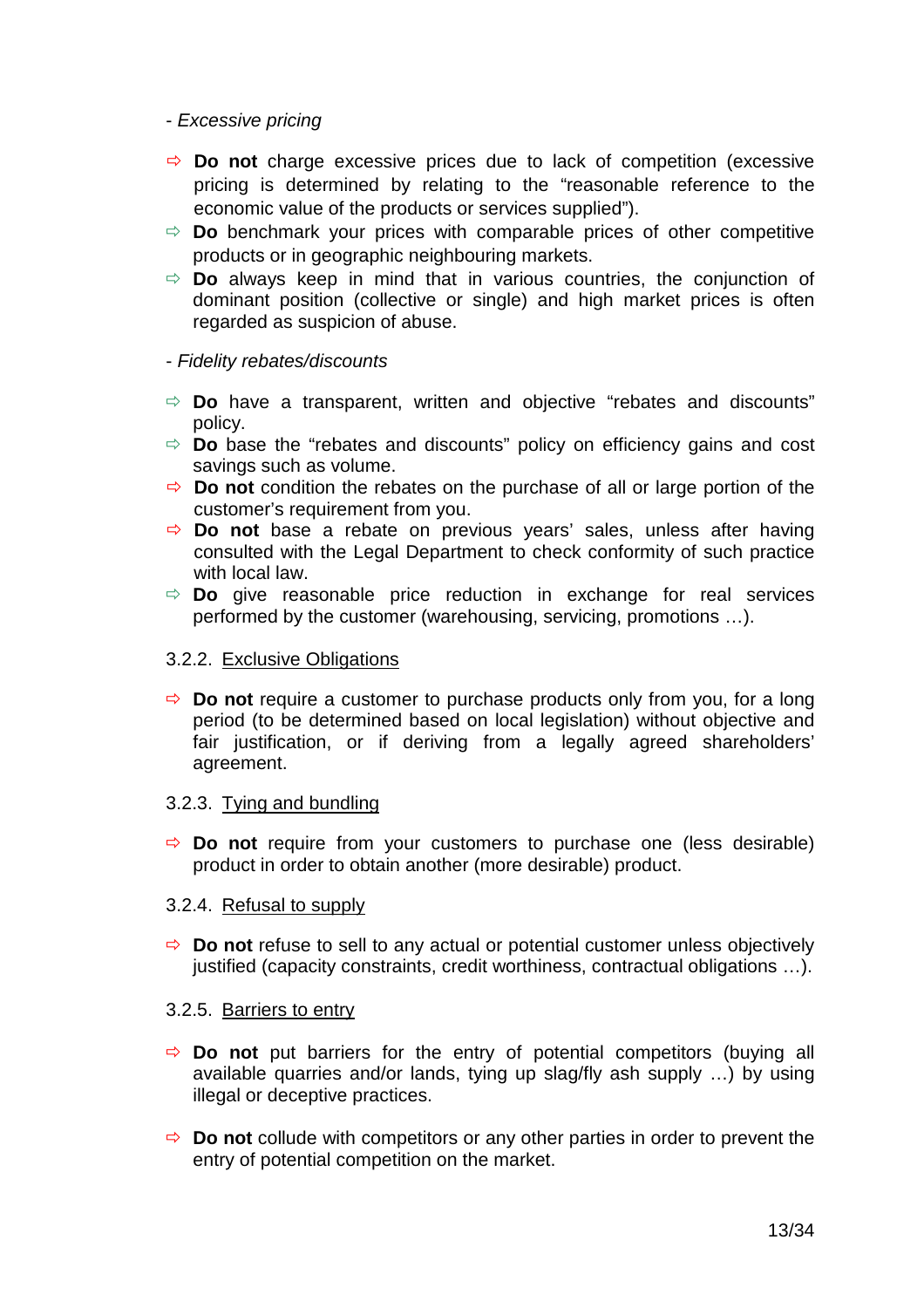- *Excessive pricing*

- ⇨ **Do not** charge excessive prices due to lack of competition (excessive pricing is determined by relating to the "reasonable reference to the economic value of the products or services supplied").
- ⇨ **Do** benchmark your prices with comparable prices of other competitive products or in geographic neighbouring markets.
- ⇨ **Do** always keep in mind that in various countries, the conjunction of dominant position (collective or single) and high market prices is often regarded as suspicion of abuse.

- *Fidelity rebates/discounts*

- ⇨ **Do** have a transparent, written and objective "rebates and discounts" policy.
- ⇨ **Do** base the "rebates and discounts" policy on efficiency gains and cost savings such as volume.
- ⇨ **Do not** condition the rebates on the purchase of all or large portion of the customer's requirement from you.
- ⇨ **Do not** base a rebate on previous years' sales, unless after having consulted with the Legal Department to check conformity of such practice with local law.
- ⇨ **Do** give reasonable price reduction in exchange for real services performed by the customer (warehousing, servicing, promotions …).

3.2.2. <u>Exclusive Obligations</u>

- ⇨ **Do not** require a customer to purchase products only from you, for a long period (to be determined based on local legislation) without objective and fair justification, or if deriving from a legally agreed shareholders' agreement.

3.2.3. <u>Tying and bundling</u>

- ⇨ **Do not** require from your customers to purchase one (less desirable) product in order to obtain another (more desirable) product.

3.2.4. <u>Refusal to supply</u>

- ⇨ **Do not** refuse to sell to any actual or potential customer unless objectively justified (capacity constraints, credit worthiness, contractual obligations …).

3.2.5. <u>Barriers to entry</u>

- ⇨ **Do not** put barriers for the entry of potential competitors (buying all available quarries and/or lands, tying up slag/fly ash supply …) by using illegal or deceptive practices.

- ⇨ **Do not** collude with competitors or any other parties in order to prevent the entry of potential competition on the market.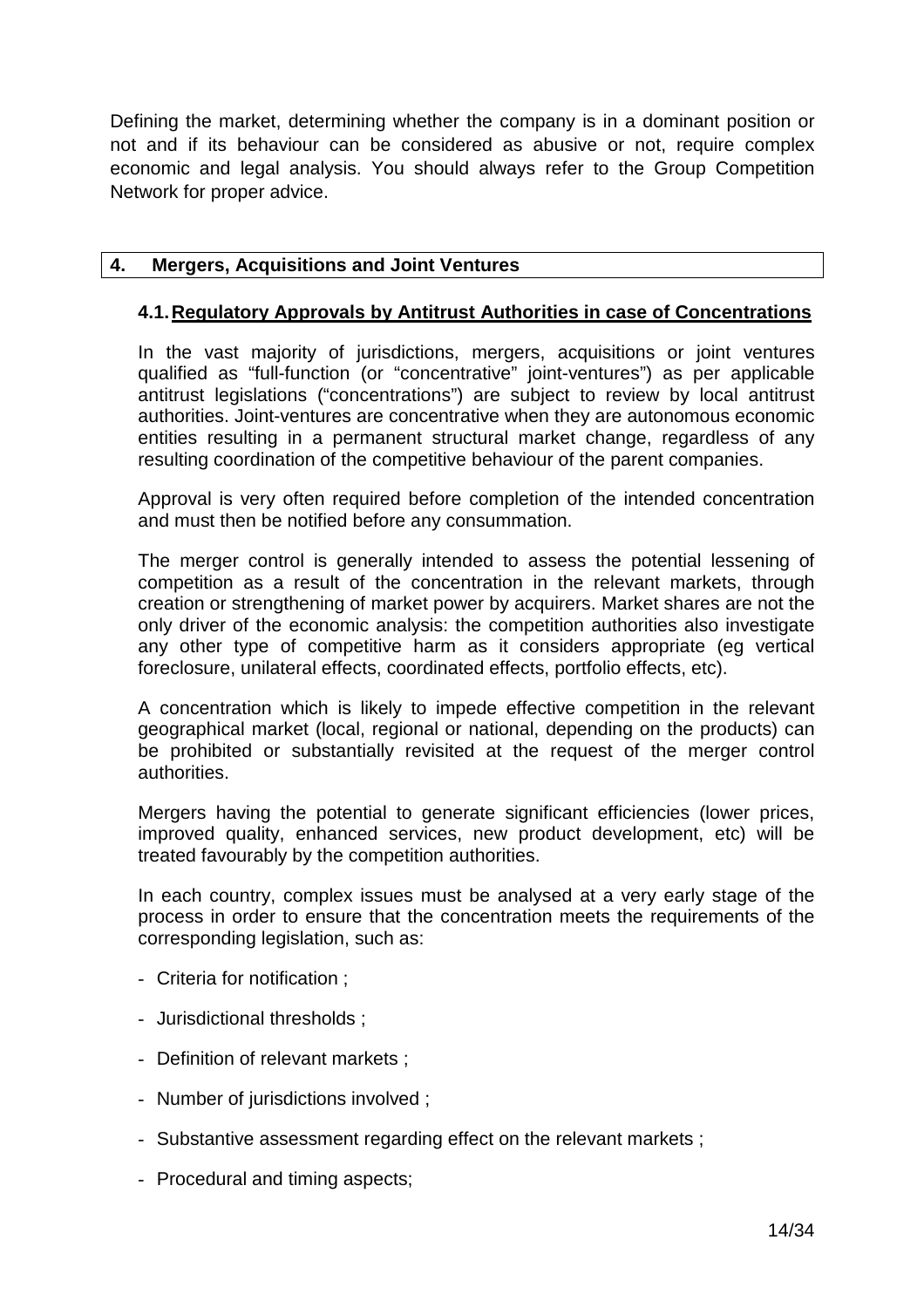Defining the market, determining whether the company is in a dominant position or not and if its behaviour can be considered as abusive or not, require complex economic and legal analysis. You should always refer to the Group Competition Network for proper advice.

## 4. Mergers, Acquisitions and Joint Ventures

### 4.1. Regulatory Approvals by Antitrust Authorities in case of Concentrations

In the vast majority of jurisdictions, mergers, acquisitions or joint ventures qualified as "full-function (or "concentrative" joint-ventures") as per applicable antitrust legislations ("concentrations") are subject to review by local antitrust authorities. Joint-ventures are concentrative when they are autonomous economic entities resulting in a permanent structural market change, regardless of any resulting coordination of the competitive behaviour of the parent companies.

Approval is very often required before completion of the intended concentration and must then be notified before any consummation.

The merger control is generally intended to assess the potential lessening of competition as a result of the concentration in the relevant markets, through creation or strengthening of market power by acquirers. Market shares are not the only driver of the economic analysis: the competition authorities also investigate any other type of competitive harm as it considers appropriate (eg vertical foreclosure, unilateral effects, coordinated effects, portfolio effects, etc).

A concentration which is likely to impede effective competition in the relevant geographical market (local, regional or national, depending on the products) can be prohibited or substantially revisited at the request of the merger control authorities.

Mergers having the potential to generate significant efficiencies (lower prices, improved quality, enhanced services, new product development, etc) will be treated favourably by the competition authorities.

In each country, complex issues must be analysed at a very early stage of the process in order to ensure that the concentration meets the requirements of the corresponding legislation, such as:

- Criteria for notification ;
- Jurisdictional thresholds ;
- Definition of relevant markets ;
- Number of jurisdictions involved ;
- Substantive assessment regarding effect on the relevant markets ;
- Procedural and timing aspects;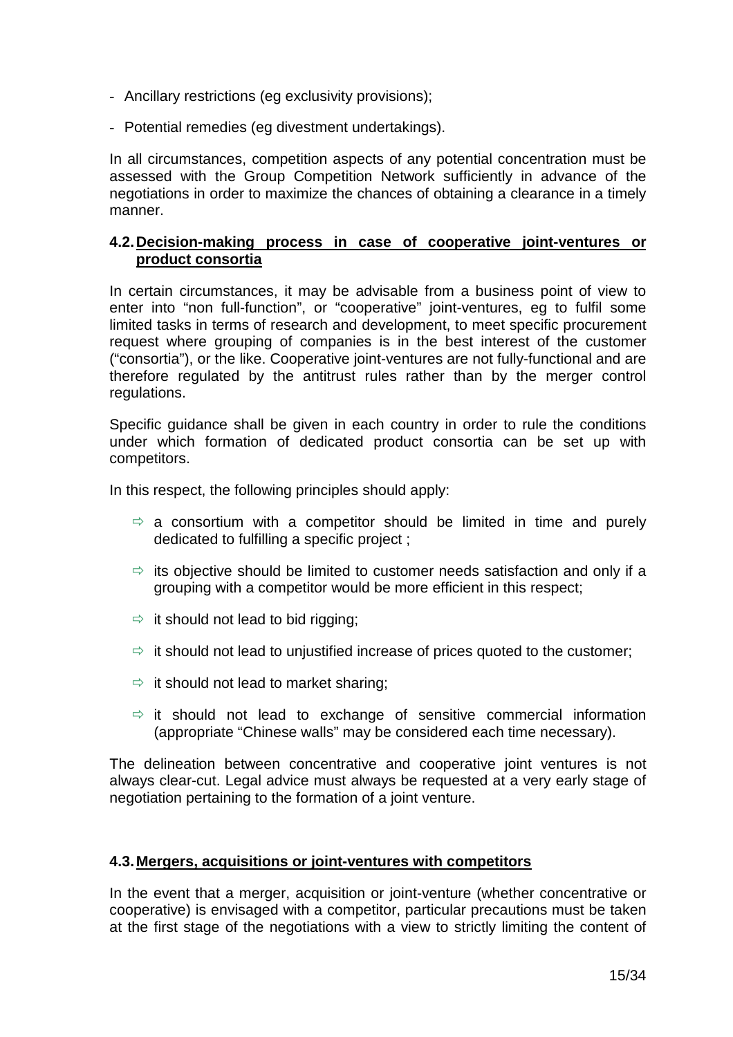- Ancillary restrictions (eg exclusivity provisions);

- Potential remedies (eg divestment undertakings).

In all circumstances, competition aspects of any potential concentration must be assessed with the Group Competition Network sufficiently in advance of the negotiations in order to maximize the chances of obtaining a clearance in a timely manner.

### 4.2. Decision-making process in case of cooperative joint-ventures or product consortia

In certain circumstances, it may be advisable from a business point of view to enter into "non full-function", or "cooperative" joint-ventures, eg to fulfil some limited tasks in terms of research and development, to meet specific procurement request where grouping of companies is in the best interest of the customer ("consortia"), or the like. Cooperative joint-ventures are not fully-functional and are therefore regulated by the antitrust rules rather than by the merger control regulations.

Specific guidance shall be given in each country in order to rule the conditions under which formation of dedicated product consortia can be set up with competitors.

In this respect, the following principles should apply:

- ⇨ a consortium with a competitor should be limited in time and purely dedicated to fulfilling a specific project ;
- ⇨ its objective should be limited to customer needs satisfaction and only if a grouping with a competitor would be more efficient in this respect;
- ⇨ it should not lead to bid rigging;
- ⇨ it should not lead to unjustified increase of prices quoted to the customer;
- ⇨ it should not lead to market sharing;
- ⇨ it should not lead to exchange of sensitive commercial information (appropriate "Chinese walls" may be considered each time necessary).

The delineation between concentrative and cooperative joint ventures is not always clear-cut. Legal advice must always be requested at a very early stage of negotiation pertaining to the formation of a joint venture.

### 4.3. Mergers, acquisitions or joint-ventures with competitors

In the event that a merger, acquisition or joint-venture (whether concentrative or cooperative) is envisaged with a competitor, particular precautions must be taken at the first stage of the negotiations with a view to strictly limiting the content of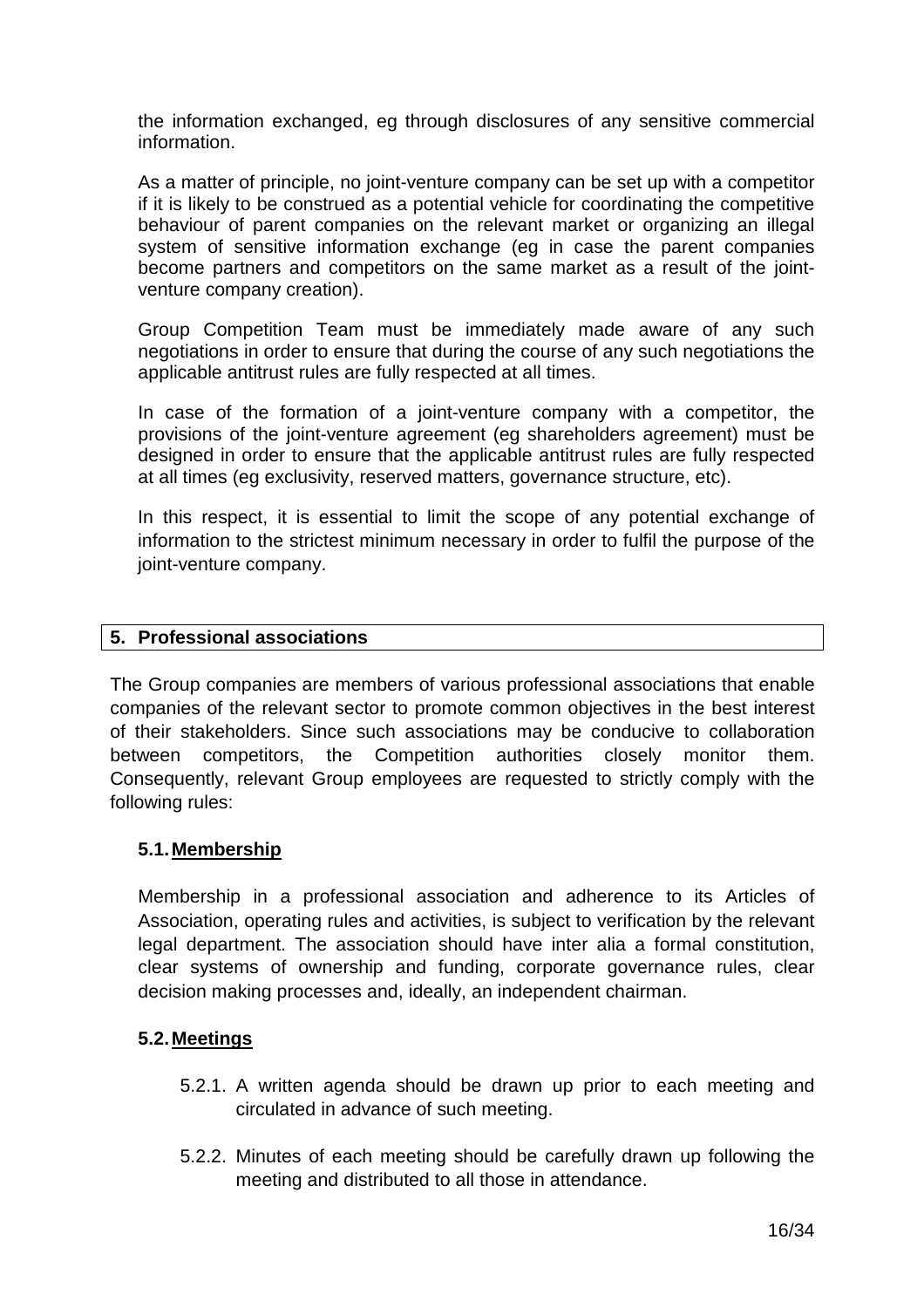the information exchanged, eg through disclosures of any sensitive commercial information.

As a matter of principle, no joint-venture company can be set up with a competitor if it is likely to be construed as a potential vehicle for coordinating the competitive behaviour of parent companies on the relevant market or organizing an illegal system of sensitive information exchange (eg in case the parent companies become partners and competitors on the same market as a result of the joint-venture company creation).

Group Competition Team must be immediately made aware of any such negotiations in order to ensure that during the course of any such negotiations the applicable antitrust rules are fully respected at all times.

In case of the formation of a joint-venture company with a competitor, the provisions of the joint-venture agreement (eg shareholders agreement) must be designed in order to ensure that the applicable antitrust rules are fully respected at all times (eg exclusivity, reserved matters, governance structure, etc).

In this respect, it is essential to limit the scope of any potential exchange of information to the strictest minimum necessary in order to fulfil the purpose of the joint-venture company.

## 5. Professional associations

The Group companies are members of various professional associations that enable companies of the relevant sector to promote common objectives in the best interest of their stakeholders. Since such associations may be conducive to collaboration between competitors, the Competition authorities closely monitor them. Consequently, relevant Group employees are requested to strictly comply with the following rules:

### 5.1. Membership

Membership in a professional association and adherence to its Articles of Association, operating rules and activities, is subject to verification by the relevant legal department. The association should have inter alia a formal constitution, clear systems of ownership and funding, corporate governance rules, clear decision making processes and, ideally, an independent chairman.

### 5.2. Meetings

5.2.1. A written agenda should be drawn up prior to each meeting and circulated in advance of such meeting.

5.2.2. Minutes of each meeting should be carefully drawn up following the meeting and distributed to all those in attendance.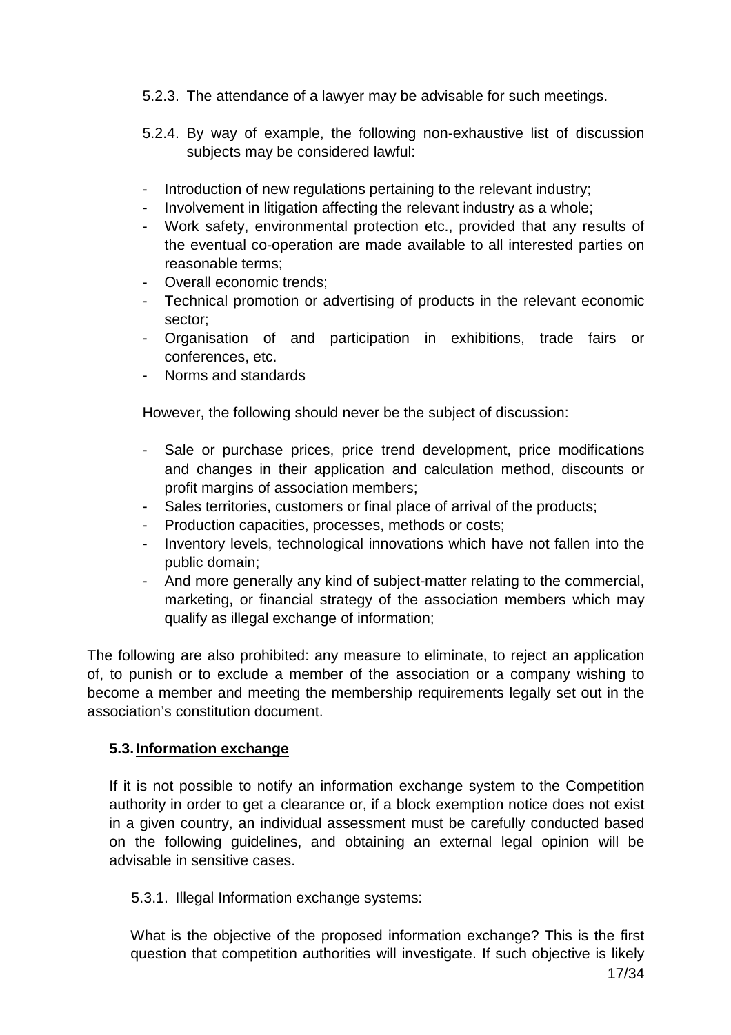5.2.3. The attendance of a lawyer may be advisable for such meetings.

5.2.4. By way of example, the following non-exhaustive list of discussion subjects may be considered lawful:

- Introduction of new regulations pertaining to the relevant industry;
- Involvement in litigation affecting the relevant industry as a whole;
- Work safety, environmental protection etc., provided that any results of the eventual co-operation are made available to all interested parties on reasonable terms;
- Overall economic trends;
- Technical promotion or advertising of products in the relevant economic sector;
- Organisation of and participation in exhibitions, trade fairs or conferences, etc.
- Norms and standards

However, the following should never be the subject of discussion:

- Sale or purchase prices, price trend development, price modifications and changes in their application and calculation method, discounts or profit margins of association members;
- Sales territories, customers or final place of arrival of the products;
- Production capacities, processes, methods or costs;
- Inventory levels, technological innovations which have not fallen into the public domain;
- And more generally any kind of subject-matter relating to the commercial, marketing, or financial strategy of the association members which may qualify as illegal exchange of information;

The following are also prohibited: any measure to eliminate, to reject an application of, to punish or to exclude a member of the association or a company wishing to become a member and meeting the membership requirements legally set out in the association's constitution document.

### 5.3. Information exchange

If it is not possible to notify an information exchange system to the Competition authority in order to get a clearance or, if a block exemption notice does not exist in a given country, an individual assessment must be carefully conducted based on the following guidelines, and obtaining an external legal opinion will be advisable in sensitive cases.

5.3.1. Illegal Information exchange systems:

What is the objective of the proposed information exchange? This is the first question that competition authorities will investigate. If such objective is likely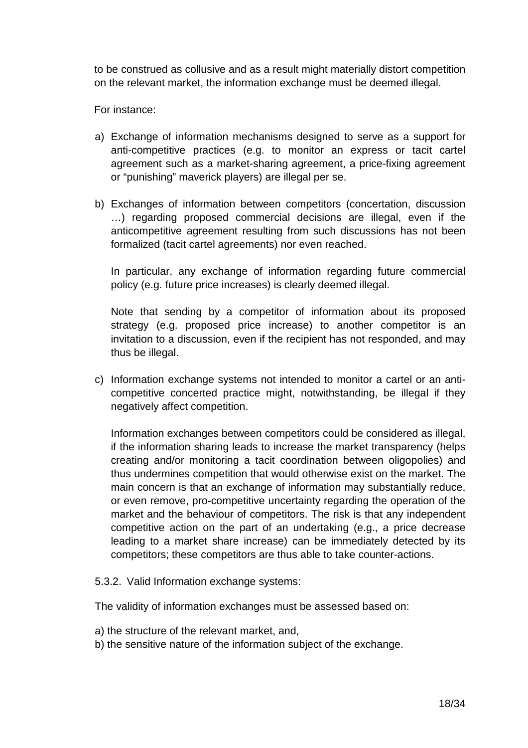to be construed as collusive and as a result might materially distort competition on the relevant market, the information exchange must be deemed illegal.

For instance:

a) Exchange of information mechanisms designed to serve as a support for anti-competitive practices (e.g. to monitor an express or tacit cartel agreement such as a market-sharing agreement, a price-fixing agreement or "punishing" maverick players) are illegal per se.

b) Exchanges of information between competitors (concertation, discussion …) regarding proposed commercial decisions are illegal, even if the anticompetitive agreement resulting from such discussions has not been formalized (tacit cartel agreements) nor even reached.

   In particular, any exchange of information regarding future commercial policy (e.g. future price increases) is clearly deemed illegal.

   Note that sending by a competitor of information about its proposed strategy (e.g. proposed price increase) to another competitor is an invitation to a discussion, even if the recipient has not responded, and may thus be illegal.

c) Information exchange systems not intended to monitor a cartel or an anti-competitive concerted practice might, notwithstanding, be illegal if they negatively affect competition.

   Information exchanges between competitors could be considered as illegal, if the information sharing leads to increase the market transparency (helps creating and/or monitoring a tacit coordination between oligopolies) and thus undermines competition that would otherwise exist on the market. The main concern is that an exchange of information may substantially reduce, or even remove, pro-competitive uncertainty regarding the operation of the market and the behaviour of competitors. The risk is that any independent competitive action on the part of an undertaking (e.g., a price decrease leading to a market share increase) can be immediately detected by its competitors; these competitors are thus able to take counter-actions.

5.3.2. Valid Information exchange systems:

The validity of information exchanges must be assessed based on:

a) the structure of the relevant market, and,
b) the sensitive nature of the information subject of the exchange.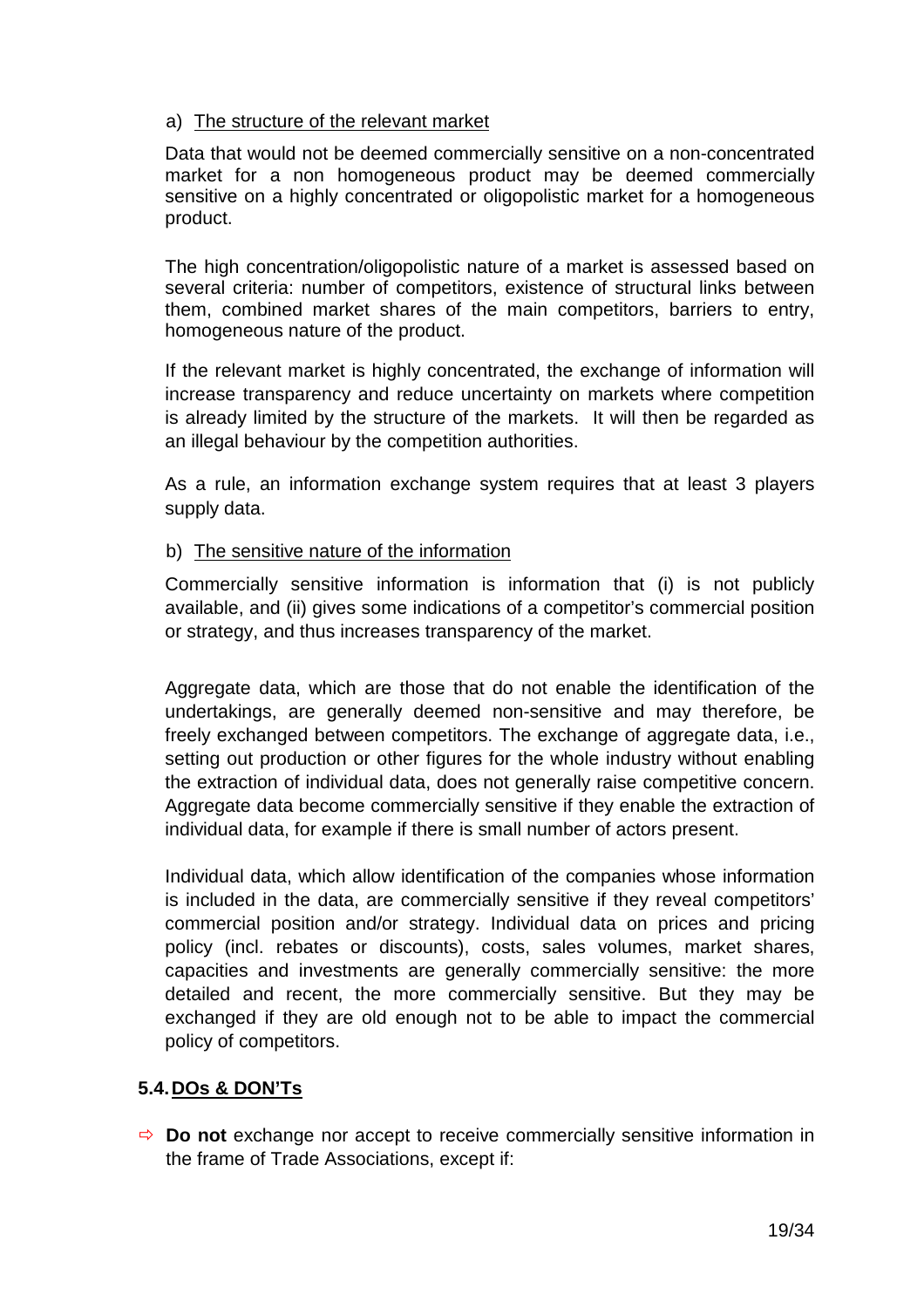a) The structure of the relevant market

Data that would not be deemed commercially sensitive on a non-concentrated market for a non homogeneous product may be deemed commercially sensitive on a highly concentrated or oligopolistic market for a homogeneous product.

The high concentration/oligopolistic nature of a market is assessed based on several criteria: number of competitors, existence of structural links between them, combined market shares of the main competitors, barriers to entry, homogeneous nature of the product.

If the relevant market is highly concentrated, the exchange of information will increase transparency and reduce uncertainty on markets where competition is already limited by the structure of the markets. It will then be regarded as an illegal behaviour by the competition authorities.

As a rule, an information exchange system requires that at least 3 players supply data.

b) The sensitive nature of the information

Commercially sensitive information is information that (i) is not publicly available, and (ii) gives some indications of a competitor's commercial position or strategy, and thus increases transparency of the market.

Aggregate data, which are those that do not enable the identification of the undertakings, are generally deemed non-sensitive and may therefore, be freely exchanged between competitors. The exchange of aggregate data, i.e., setting out production or other figures for the whole industry without enabling the extraction of individual data, does not generally raise competitive concern. Aggregate data become commercially sensitive if they enable the extraction of individual data, for example if there is small number of actors present.

Individual data, which allow identification of the companies whose information is included in the data, are commercially sensitive if they reveal competitors' commercial position and/or strategy. Individual data on prices and pricing policy (incl. rebates or discounts), costs, sales volumes, market shares, capacities and investments are generally commercially sensitive: the more detailed and recent, the more commercially sensitive. But they may be exchanged if they are old enough not to be able to impact the commercial policy of competitors.

## 5.4. DOs & DON'Ts

⇨ **Do not** exchange nor accept to receive commercially sensitive information in the frame of Trade Associations, except if: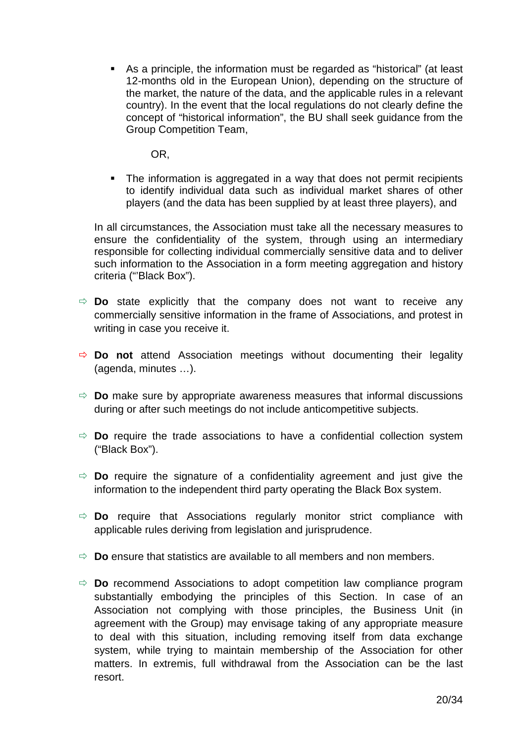- As a principle, the information must be regarded as “historical” (at least 12-months old in the European Union), depending on the structure of the market, the nature of the data, and the applicable rules in a relevant country). In the event that the local regulations do not clearly define the concept of “historical information”, the BU shall seek guidance from the Group Competition Team,

  OR,

- The information is aggregated in a way that does not permit recipients to identify individual data such as individual market shares of other players (and the data has been supplied by at least three players), and

In all circumstances, the Association must take all the necessary measures to ensure the confidentiality of the system, through using an intermediary responsible for collecting individual commercially sensitive data and to deliver such information to the Association in a form meeting aggregation and history criteria ("’Black Box”).

⇨ **Do** state explicitly that the company does not want to receive any commercially sensitive information in the frame of Associations, and protest in writing in case you receive it.

⇨ **Do not** attend Association meetings without documenting their legality (agenda, minutes …).

⇨ **Do** make sure by appropriate awareness measures that informal discussions during or after such meetings do not include anticompetitive subjects.

⇨ **Do** require the trade associations to have a confidential collection system (“Black Box”).

⇨ **Do** require the signature of a confidentiality agreement and just give the information to the independent third party operating the Black Box system.

⇨ **Do** require that Associations regularly monitor strict compliance with applicable rules deriving from legislation and jurisprudence.

⇨ **Do** ensure that statistics are available to all members and non members.

⇨ **Do** recommend Associations to adopt competition law compliance program substantially embodying the principles of this Section. In case of an Association not complying with those principles, the Business Unit (in agreement with the Group) may envisage taking of any appropriate measure to deal with this situation, including removing itself from data exchange system, while trying to maintain membership of the Association for other matters. In extremis, full withdrawal from the Association can be the last resort.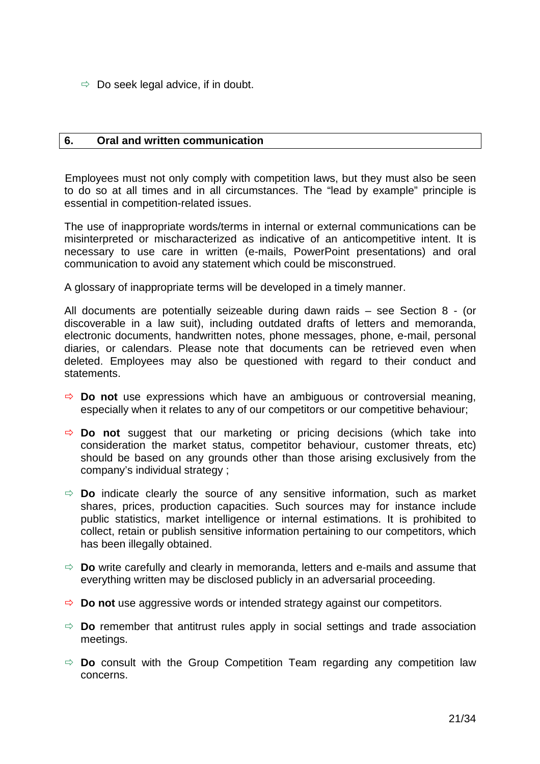- ⇨ Do seek legal advice, if in doubt.

## 6. Oral and written communication

Employees must not only comply with competition laws, but they must also be seen to do so at all times and in all circumstances. The "lead by example" principle is essential in competition-related issues.

The use of inappropriate words/terms in internal or external communications can be misinterpreted or mischaracterized as indicative of an anticompetitive intent. It is necessary to use care in written (e-mails, PowerPoint presentations) and oral communication to avoid any statement which could be misconstrued.

A glossary of inappropriate terms will be developed in a timely manner.

All documents are potentially seizeable during dawn raids – see Section 8 - (or discoverable in a law suit), including outdated drafts of letters and memoranda, electronic documents, handwritten notes, phone messages, phone, e-mail, personal diaries, or calendars. Please note that documents can be retrieved even when deleted. Employees may also be questioned with regard to their conduct and statements.

- ⇨ **Do not** use expressions which have an ambiguous or controversial meaning, especially when it relates to any of our competitors or our competitive behaviour;

- ⇨ **Do not** suggest that our marketing or pricing decisions (which take into consideration the market status, competitor behaviour, customer threats, etc) should be based on any grounds other than those arising exclusively from the company's individual strategy ;

- ⇨ **Do** indicate clearly the source of any sensitive information, such as market shares, prices, production capacities. Such sources may for instance include public statistics, market intelligence or internal estimations. It is prohibited to collect, retain or publish sensitive information pertaining to our competitors, which has been illegally obtained.

- ⇨ **Do** write carefully and clearly in memoranda, letters and e-mails and assume that everything written may be disclosed publicly in an adversarial proceeding.

- ⇨ **Do not** use aggressive words or intended strategy against our competitors.

- ⇨ **Do** remember that antitrust rules apply in social settings and trade association meetings.

- ⇨ **Do** consult with the Group Competition Team regarding any competition law concerns.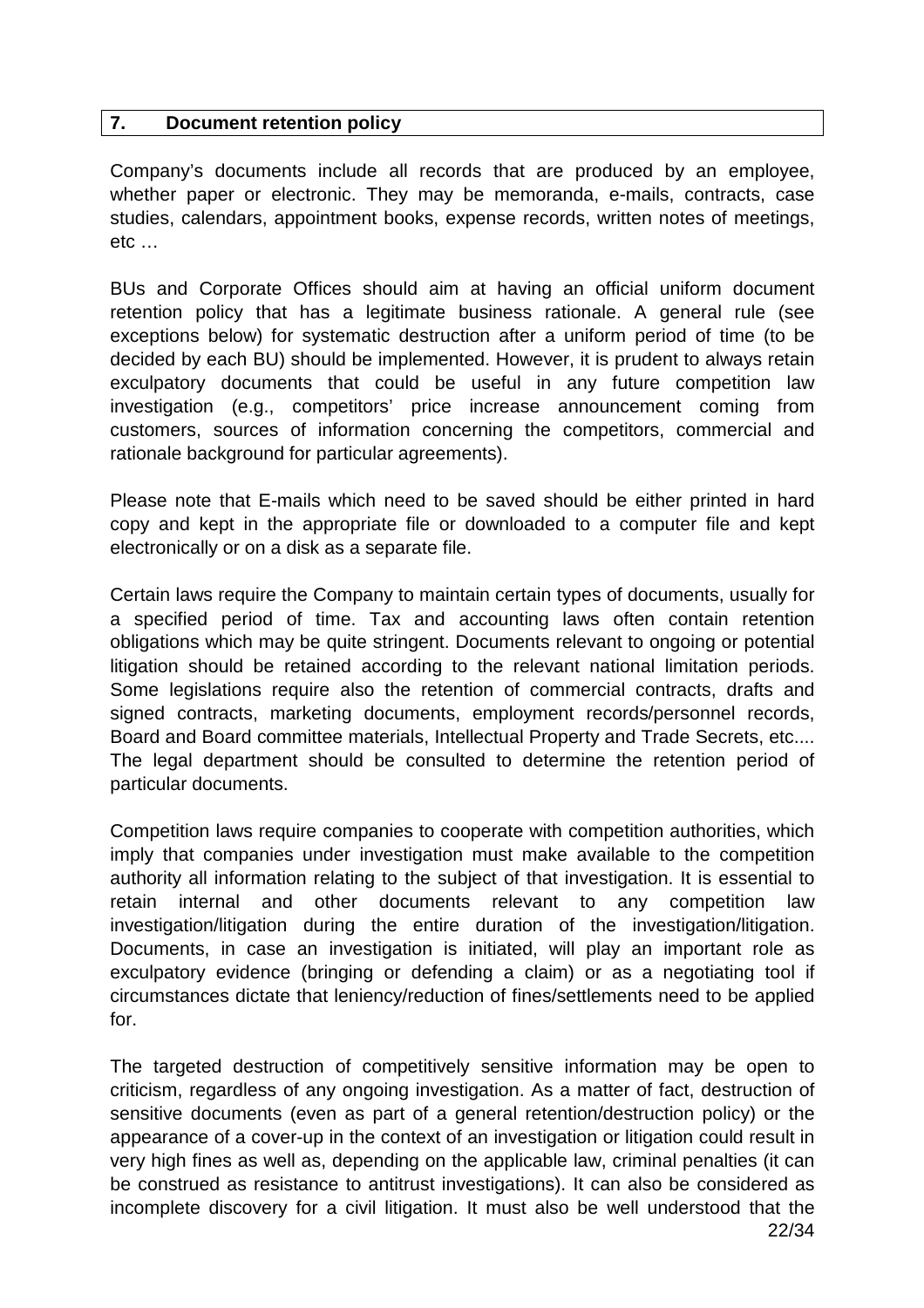## 7. Document retention policy

Company's documents include all records that are produced by an employee, whether paper or electronic. They may be memoranda, e-mails, contracts, case studies, calendars, appointment books, expense records, written notes of meetings, etc …

BUs and Corporate Offices should aim at having an official uniform document retention policy that has a legitimate business rationale. A general rule (see exceptions below) for systematic destruction after a uniform period of time (to be decided by each BU) should be implemented. However, it is prudent to always retain exculpatory documents that could be useful in any future competition law investigation (e.g., competitors' price increase announcement coming from customers, sources of information concerning the competitors, commercial and rationale background for particular agreements).

Please note that E-mails which need to be saved should be either printed in hard copy and kept in the appropriate file or downloaded to a computer file and kept electronically or on a disk as a separate file.

Certain laws require the Company to maintain certain types of documents, usually for a specified period of time. Tax and accounting laws often contain retention obligations which may be quite stringent. Documents relevant to ongoing or potential litigation should be retained according to the relevant national limitation periods. Some legislations require also the retention of commercial contracts, drafts and signed contracts, marketing documents, employment records/personnel records, Board and Board committee materials, Intellectual Property and Trade Secrets, etc.... The legal department should be consulted to determine the retention period of particular documents.

Competition laws require companies to cooperate with competition authorities, which imply that companies under investigation must make available to the competition authority all information relating to the subject of that investigation. It is essential to retain internal and other documents relevant to any competition law investigation/litigation during the entire duration of the investigation/litigation. Documents, in case an investigation is initiated, will play an important role as exculpatory evidence (bringing or defending a claim) or as a negotiating tool if circumstances dictate that leniency/reduction of fines/settlements need to be applied for.

The targeted destruction of competitively sensitive information may be open to criticism, regardless of any ongoing investigation. As a matter of fact, destruction of sensitive documents (even as part of a general retention/destruction policy) or the appearance of a cover-up in the context of an investigation or litigation could result in very high fines as well as, depending on the applicable law, criminal penalties (it can be construed as resistance to antitrust investigations). It can also be considered as incomplete discovery for a civil litigation. It must also be well understood that the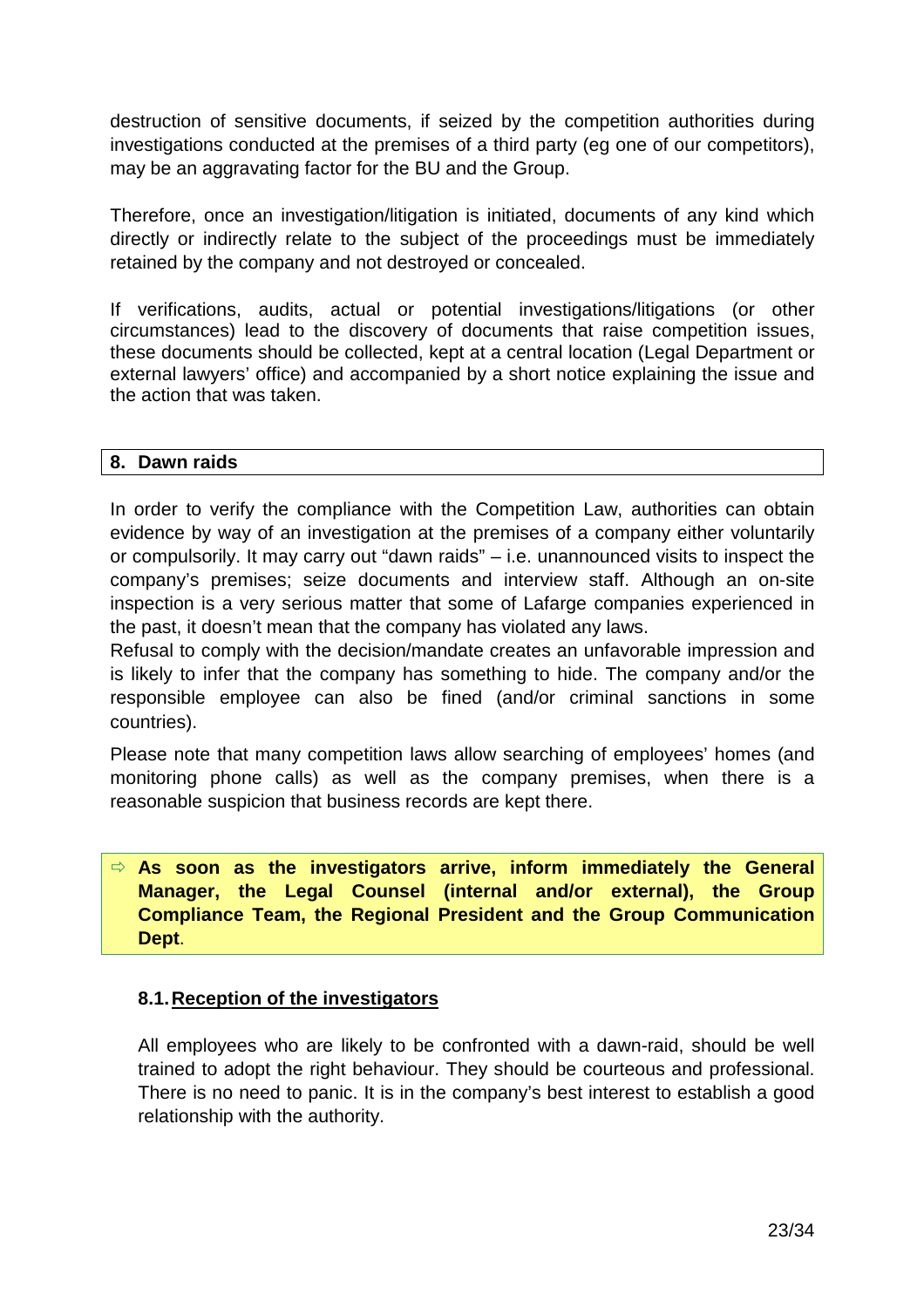destruction of sensitive documents, if seized by the competition authorities during investigations conducted at the premises of a third party (eg one of our competitors), may be an aggravating factor for the BU and the Group.

Therefore, once an investigation/litigation is initiated, documents of any kind which directly or indirectly relate to the subject of the proceedings must be immediately retained by the company and not destroyed or concealed.

If verifications, audits, actual or potential investigations/litigations (or other circumstances) lead to the discovery of documents that raise competition issues, these documents should be collected, kept at a central location (Legal Department or external lawyers' office) and accompanied by a short notice explaining the issue and the action that was taken.

## 8. Dawn raids

In order to verify the compliance with the Competition Law, authorities can obtain evidence by way of an investigation at the premises of a company either voluntarily or compulsorily. It may carry out "dawn raids" – i.e. unannounced visits to inspect the company's premises; seize documents and interview staff. Although an on-site inspection is a very serious matter that some of Lafarge companies experienced in the past, it doesn't mean that the company has violated any laws.
Refusal to comply with the decision/mandate creates an unfavorable impression and is likely to infer that the company has something to hide. The company and/or the responsible employee can also be fined (and/or criminal sanctions in some countries).

Please note that many competition laws allow searching of employees' homes (and monitoring phone calls) as well as the company premises, when there is a reasonable suspicion that business records are kept there.

⇨ **As soon as the investigators arrive, inform immediately the General Manager, the Legal Counsel (internal and/or external), the Group Compliance Team, the Regional President and the Group Communication Dept**.

### 8.1. Reception of the investigators

All employees who are likely to be confronted with a dawn-raid, should be well trained to adopt the right behaviour. They should be courteous and professional. There is no need to panic. It is in the company's best interest to establish a good relationship with the authority.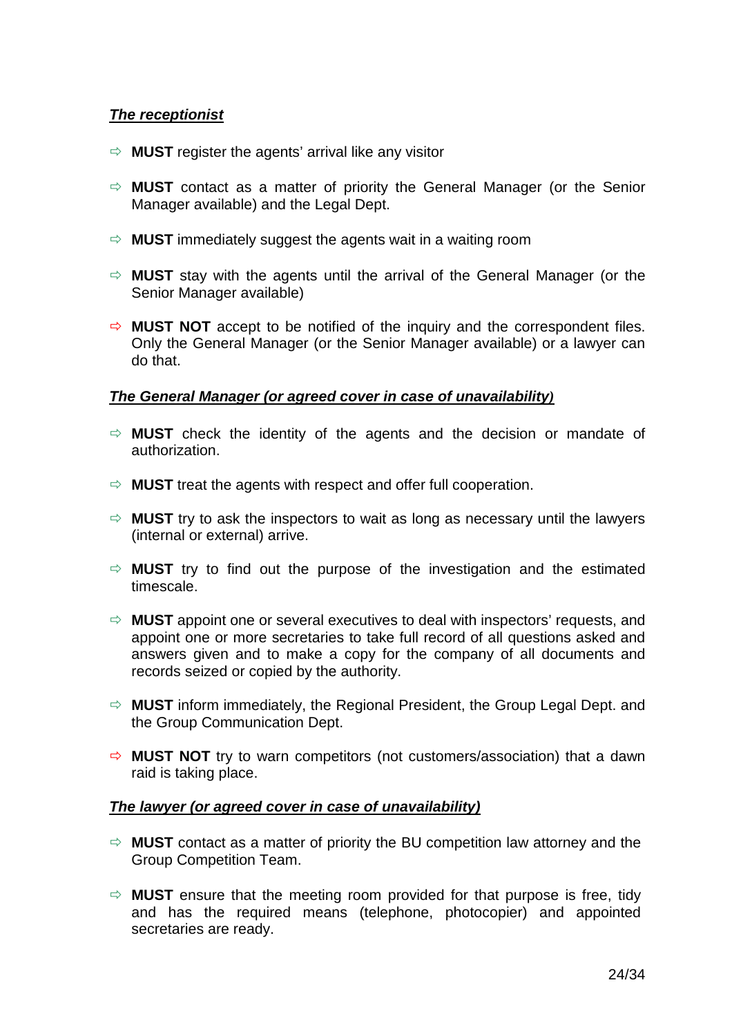***The receptionist***

- **MUST** register the agents' arrival like any visitor
- **MUST** contact as a matter of priority the General Manager (or the Senior Manager available) and the Legal Dept.
- **MUST** immediately suggest the agents wait in a waiting room
- **MUST** stay with the agents until the arrival of the General Manager (or the Senior Manager available)
- **MUST NOT** accept to be notified of the inquiry and the correspondent files. Only the General Manager (or the Senior Manager available) or a lawyer can do that.

***The General Manager (or agreed cover in case of unavailability)***

- **MUST** check the identity of the agents and the decision or mandate of authorization.
- **MUST** treat the agents with respect and offer full cooperation.
- **MUST** try to ask the inspectors to wait as long as necessary until the lawyers (internal or external) arrive.
- **MUST** try to find out the purpose of the investigation and the estimated timescale.
- **MUST** appoint one or several executives to deal with inspectors' requests, and appoint one or more secretaries to take full record of all questions asked and answers given and to make a copy for the company of all documents and records seized or copied by the authority.
- **MUST** inform immediately, the Regional President, the Group Legal Dept. and the Group Communication Dept.
- **MUST NOT** try to warn competitors (not customers/association) that a dawn raid is taking place.

***The lawyer (or agreed cover in case of unavailability)***

- **MUST** contact as a matter of priority the BU competition law attorney and the Group Competition Team.
- **MUST** ensure that the meeting room provided for that purpose is free, tidy and has the required means (telephone, photocopier) and appointed secretaries are ready.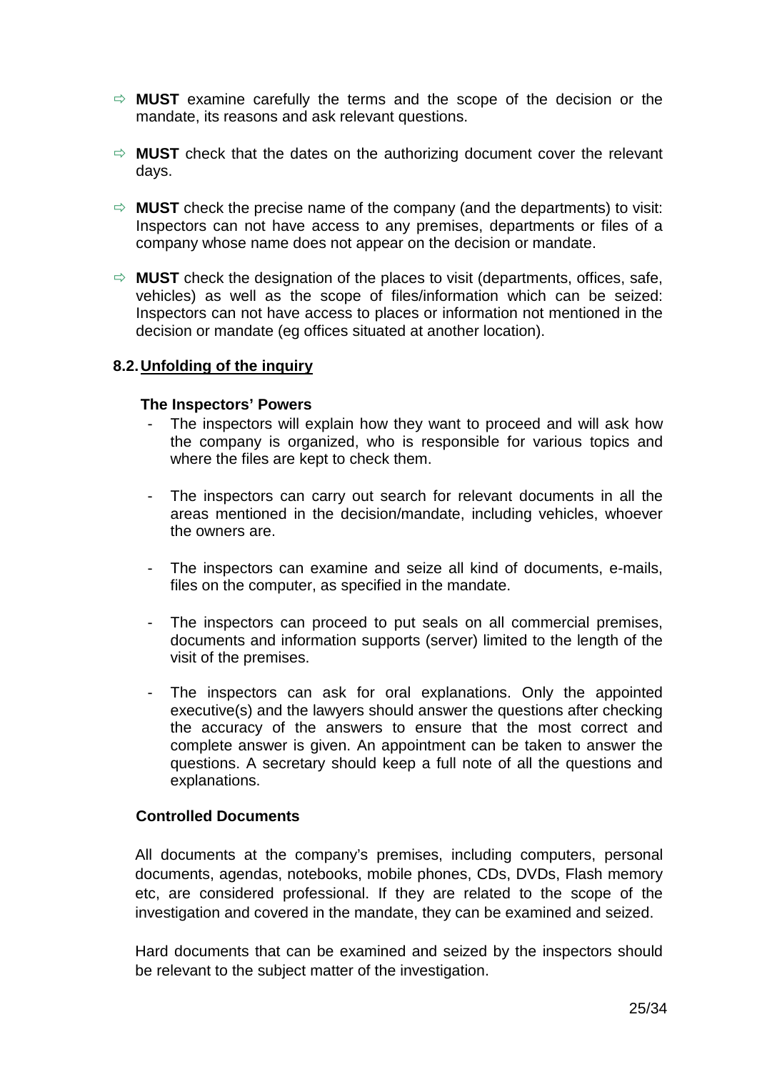- ⇨ **MUST** examine carefully the terms and the scope of the decision or the mandate, its reasons and ask relevant questions.

- ⇨ **MUST** check that the dates on the authorizing document cover the relevant days.

- ⇨ **MUST** check the precise name of the company (and the departments) to visit: Inspectors can not have access to any premises, departments or files of a company whose name does not appear on the decision or mandate.

- ⇨ **MUST** check the designation of the places to visit (departments, offices, safe, vehicles) as well as the scope of files/information which can be seized: Inspectors can not have access to places or information not mentioned in the decision or mandate (eg offices situated at another location).

### 8.2. Unfolding of the inquiry

**The Inspectors' Powers**

- The inspectors will explain how they want to proceed and will ask how the company is organized, who is responsible for various topics and where the files are kept to check them.

- The inspectors can carry out search for relevant documents in all the areas mentioned in the decision/mandate, including vehicles, whoever the owners are.

- The inspectors can examine and seize all kind of documents, e-mails, files on the computer, as specified in the mandate.

- The inspectors can proceed to put seals on all commercial premises, documents and information supports (server) limited to the length of the visit of the premises.

- The inspectors can ask for oral explanations. Only the appointed executive(s) and the lawyers should answer the questions after checking the accuracy of the answers to ensure that the most correct and complete answer is given. An appointment can be taken to answer the questions. A secretary should keep a full note of all the questions and explanations.

**Controlled Documents**

All documents at the company's premises, including computers, personal documents, agendas, notebooks, mobile phones, CDs, DVDs, Flash memory etc, are considered professional. If they are related to the scope of the investigation and covered in the mandate, they can be examined and seized.

Hard documents that can be examined and seized by the inspectors should be relevant to the subject matter of the investigation.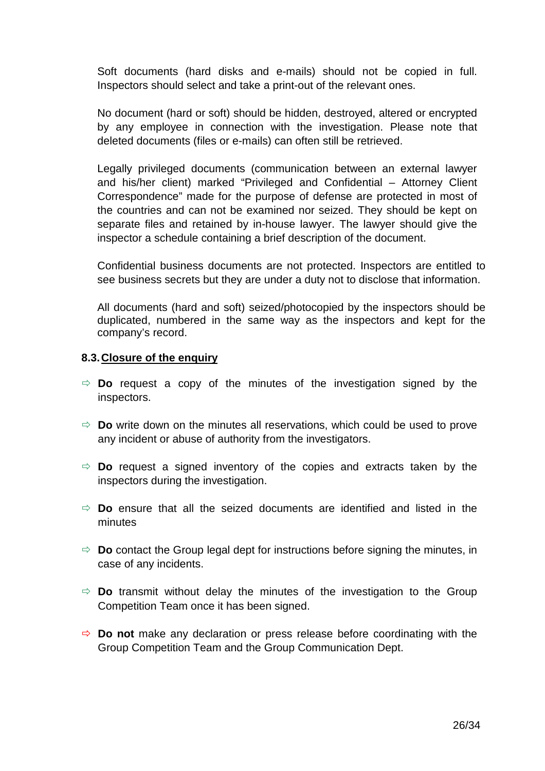Soft documents (hard disks and e-mails) should not be copied in full. Inspectors should select and take a print-out of the relevant ones.

No document (hard or soft) should be hidden, destroyed, altered or encrypted by any employee in connection with the investigation. Please note that deleted documents (files or e-mails) can often still be retrieved.

Legally privileged documents (communication between an external lawyer and his/her client) marked "Privileged and Confidential – Attorney Client Correspondence" made for the purpose of defense are protected in most of the countries and can not be examined nor seized. They should be kept on separate files and retained by in-house lawyer. The lawyer should give the inspector a schedule containing a brief description of the document.

Confidential business documents are not protected. Inspectors are entitled to see business secrets but they are under a duty not to disclose that information.

All documents (hard and soft) seized/photocopied by the inspectors should be duplicated, numbered in the same way as the inspectors and kept for the company's record.

### 8.3. Closure of the enquiry

- ⇨ **Do** request a copy of the minutes of the investigation signed by the inspectors.
- ⇨ **Do** write down on the minutes all reservations, which could be used to prove any incident or abuse of authority from the investigators.
- ⇨ **Do** request a signed inventory of the copies and extracts taken by the inspectors during the investigation.
- ⇨ **Do** ensure that all the seized documents are identified and listed in the minutes
- ⇨ **Do** contact the Group legal dept for instructions before signing the minutes, in case of any incidents.
- ⇨ **Do** transmit without delay the minutes of the investigation to the Group Competition Team once it has been signed.
- ⇨ **Do not** make any declaration or press release before coordinating with the Group Competition Team and the Group Communication Dept.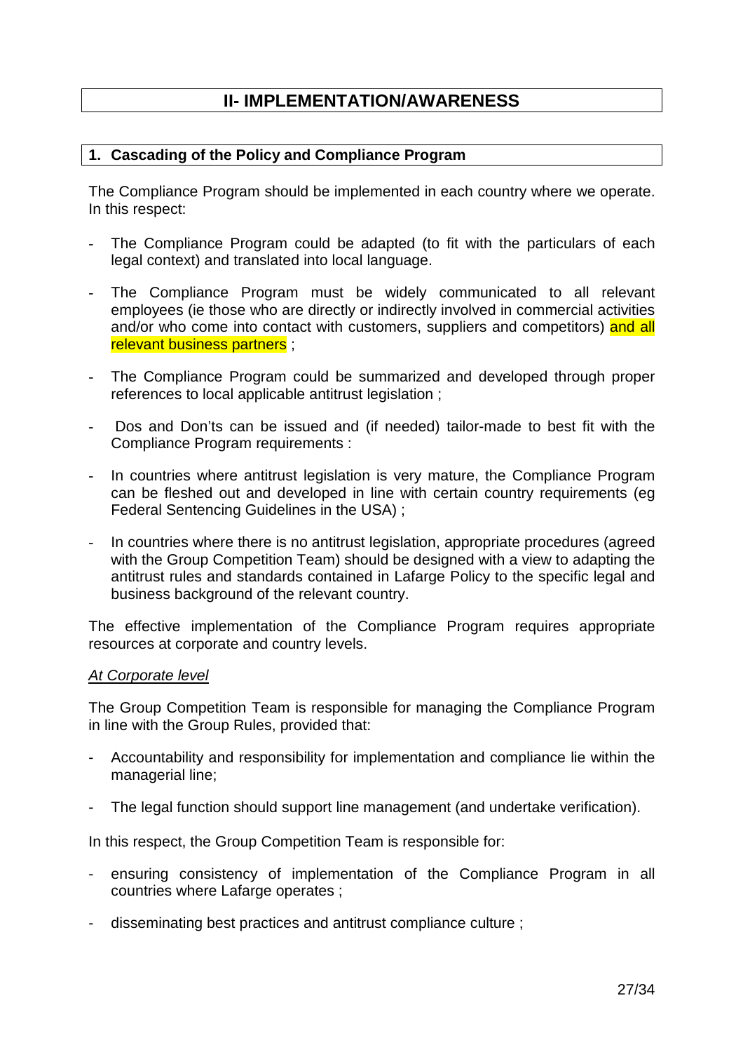# II- IMPLEMENTATION/AWARENESS

## 1. Cascading of the Policy and Compliance Program

The Compliance Program should be implemented in each country where we operate. In this respect:

- The Compliance Program could be adapted (to fit with the particulars of each legal context) and translated into local language.
- The Compliance Program must be widely communicated to all relevant employees (ie those who are directly or indirectly involved in commercial activities and/or who come into contact with customers, suppliers and competitors) and all relevant business partners ;
- The Compliance Program could be summarized and developed through proper references to local applicable antitrust legislation ;
- Dos and Don'ts can be issued and (if needed) tailor-made to best fit with the Compliance Program requirements :
- In countries where antitrust legislation is very mature, the Compliance Program can be fleshed out and developed in line with certain country requirements (eg Federal Sentencing Guidelines in the USA) ;
- In countries where there is no antitrust legislation, appropriate procedures (agreed with the Group Competition Team) should be designed with a view to adapting the antitrust rules and standards contained in Lafarge Policy to the specific legal and business background of the relevant country.

The effective implementation of the Compliance Program requires appropriate resources at corporate and country levels.

*At Corporate level*

The Group Competition Team is responsible for managing the Compliance Program in line with the Group Rules, provided that:

- Accountability and responsibility for implementation and compliance lie within the managerial line;
- The legal function should support line management (and undertake verification).

In this respect, the Group Competition Team is responsible for:

- ensuring consistency of implementation of the Compliance Program in all countries where Lafarge operates ;
- disseminating best practices and antitrust compliance culture ;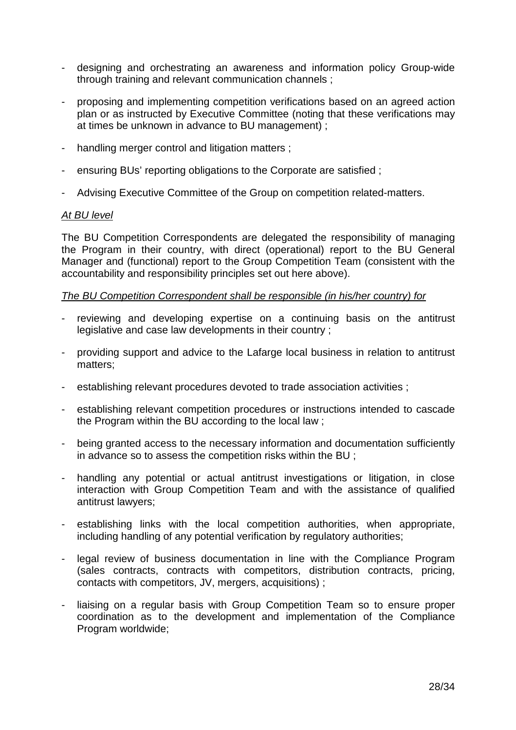- designing and orchestrating an awareness and information policy Group-wide through training and relevant communication channels ;

- proposing and implementing competition verifications based on an agreed action plan or as instructed by Executive Committee (noting that these verifications may at times be unknown in advance to BU management) ;

- handling merger control and litigation matters ;

- ensuring BUs' reporting obligations to the Corporate are satisfied ;

- Advising Executive Committee of the Group on competition related-matters.

*At BU level*

The BU Competition Correspondents are delegated the responsibility of managing the Program in their country, with direct (operational) report to the BU General Manager and (functional) report to the Group Competition Team (consistent with the accountability and responsibility principles set out here above).

*The BU Competition Correspondent shall be responsible (in his/her country) for*

- reviewing and developing expertise on a continuing basis on the antitrust legislative and case law developments in their country ;

- providing support and advice to the Lafarge local business in relation to antitrust matters;

- establishing relevant procedures devoted to trade association activities ;

- establishing relevant competition procedures or instructions intended to cascade the Program within the BU according to the local law ;

- being granted access to the necessary information and documentation sufficiently in advance so to assess the competition risks within the BU ;

- handling any potential or actual antitrust investigations or litigation, in close interaction with Group Competition Team and with the assistance of qualified antitrust lawyers;

- establishing links with the local competition authorities, when appropriate, including handling of any potential verification by regulatory authorities;

- legal review of business documentation in line with the Compliance Program (sales contracts, contracts with competitors, distribution contracts, pricing, contacts with competitors, JV, mergers, acquisitions) ;

- liaising on a regular basis with Group Competition Team so to ensure proper coordination as to the development and implementation of the Compliance Program worldwide;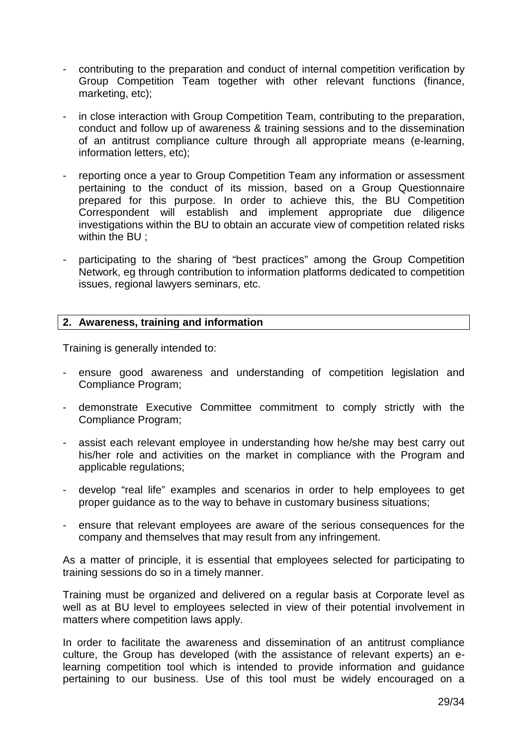- contributing to the preparation and conduct of internal competition verification by Group Competition Team together with other relevant functions (finance, marketing, etc);

- in close interaction with Group Competition Team, contributing to the preparation, conduct and follow up of awareness & training sessions and to the dissemination of an antitrust compliance culture through all appropriate means (e-learning, information letters, etc);

- reporting once a year to Group Competition Team any information or assessment pertaining to the conduct of its mission, based on a Group Questionnaire prepared for this purpose. In order to achieve this, the BU Competition Correspondent will establish and implement appropriate due diligence investigations within the BU to obtain an accurate view of competition related risks within the BU ;

- participating to the sharing of "best practices" among the Group Competition Network, eg through contribution to information platforms dedicated to competition issues, regional lawyers seminars, etc.

## 2. Awareness, training and information

Training is generally intended to:

- ensure good awareness and understanding of competition legislation and Compliance Program;

- demonstrate Executive Committee commitment to comply strictly with the Compliance Program;

- assist each relevant employee in understanding how he/she may best carry out his/her role and activities on the market in compliance with the Program and applicable regulations;

- develop "real life" examples and scenarios in order to help employees to get proper guidance as to the way to behave in customary business situations;

- ensure that relevant employees are aware of the serious consequences for the company and themselves that may result from any infringement.

As a matter of principle, it is essential that employees selected for participating to training sessions do so in a timely manner.

Training must be organized and delivered on a regular basis at Corporate level as well as at BU level to employees selected in view of their potential involvement in matters where competition laws apply.

In order to facilitate the awareness and dissemination of an antitrust compliance culture, the Group has developed (with the assistance of relevant experts) an e-learning competition tool which is intended to provide information and guidance pertaining to our business. Use of this tool must be widely encouraged on a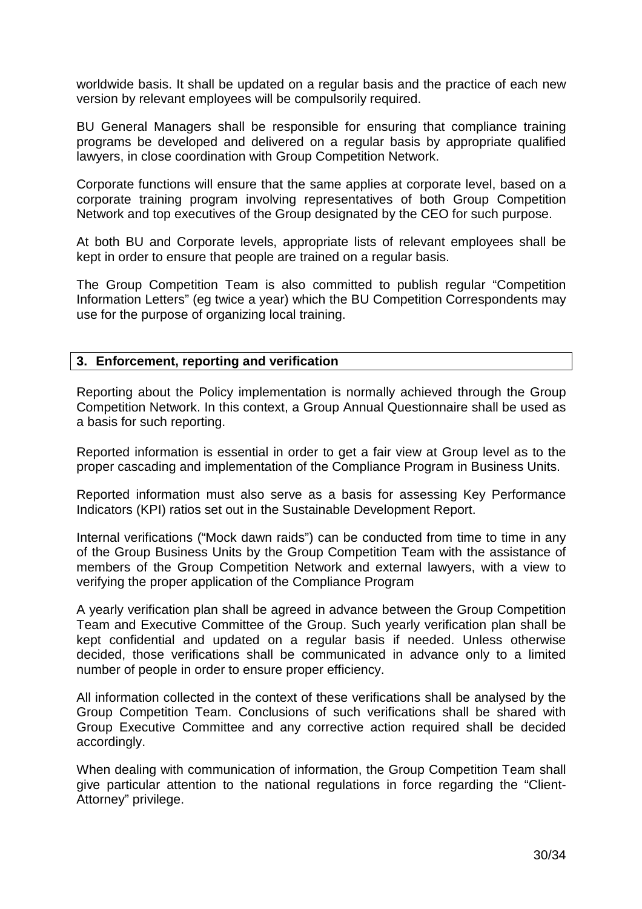worldwide basis. It shall be updated on a regular basis and the practice of each new version by relevant employees will be compulsorily required.

BU General Managers shall be responsible for ensuring that compliance training programs be developed and delivered on a regular basis by appropriate qualified lawyers, in close coordination with Group Competition Network.

Corporate functions will ensure that the same applies at corporate level, based on a corporate training program involving representatives of both Group Competition Network and top executives of the Group designated by the CEO for such purpose.

At both BU and Corporate levels, appropriate lists of relevant employees shall be kept in order to ensure that people are trained on a regular basis.

The Group Competition Team is also committed to publish regular "Competition Information Letters" (eg twice a year) which the BU Competition Correspondents may use for the purpose of organizing local training.

## 3. Enforcement, reporting and verification

Reporting about the Policy implementation is normally achieved through the Group Competition Network. In this context, a Group Annual Questionnaire shall be used as a basis for such reporting.

Reported information is essential in order to get a fair view at Group level as to the proper cascading and implementation of the Compliance Program in Business Units.

Reported information must also serve as a basis for assessing Key Performance Indicators (KPI) ratios set out in the Sustainable Development Report.

Internal verifications ("Mock dawn raids") can be conducted from time to time in any of the Group Business Units by the Group Competition Team with the assistance of members of the Group Competition Network and external lawyers, with a view to verifying the proper application of the Compliance Program

A yearly verification plan shall be agreed in advance between the Group Competition Team and Executive Committee of the Group. Such yearly verification plan shall be kept confidential and updated on a regular basis if needed. Unless otherwise decided, those verifications shall be communicated in advance only to a limited number of people in order to ensure proper efficiency.

All information collected in the context of these verifications shall be analysed by the Group Competition Team. Conclusions of such verifications shall be shared with Group Executive Committee and any corrective action required shall be decided accordingly.

When dealing with communication of information, the Group Competition Team shall give particular attention to the national regulations in force regarding the "Client-Attorney" privilege.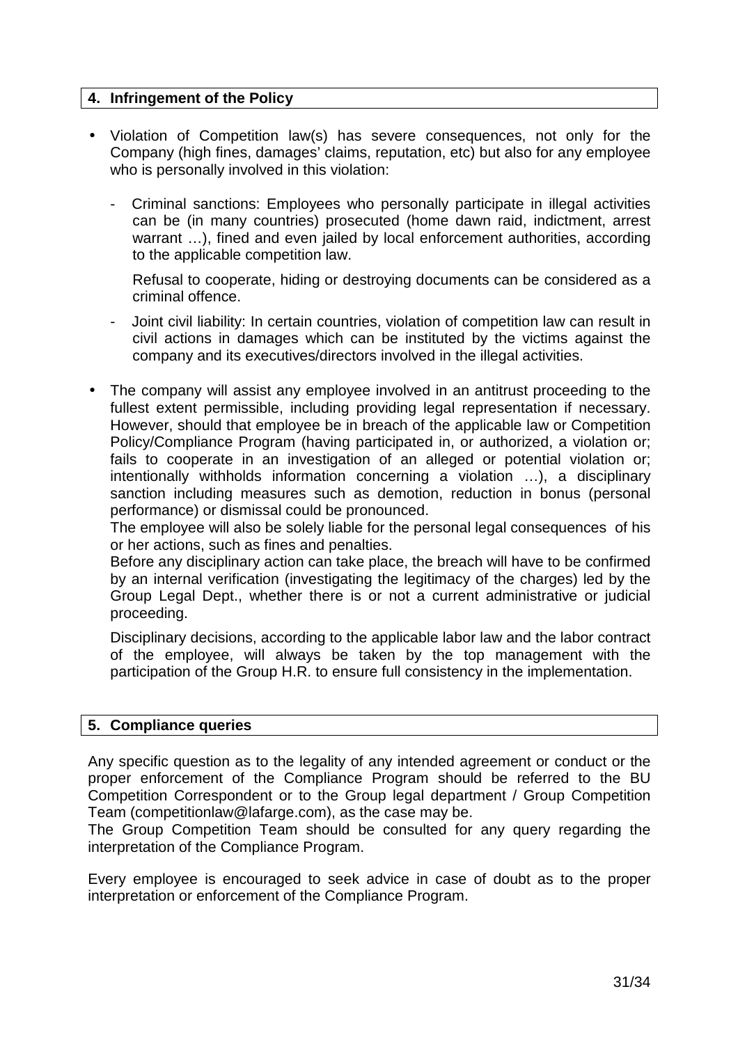## 4. Infringement of the Policy

- Violation of Competition law(s) has severe consequences, not only for the Company (high fines, damages' claims, reputation, etc) but also for any employee who is personally involved in this violation:

  - Criminal sanctions: Employees who personally participate in illegal activities can be (in many countries) prosecuted (home dawn raid, indictment, arrest warrant …), fined and even jailed by local enforcement authorities, according to the applicable competition law.

    Refusal to cooperate, hiding or destroying documents can be considered as a criminal offence.

  - Joint civil liability: In certain countries, violation of competition law can result in civil actions in damages which can be instituted by the victims against the company and its executives/directors involved in the illegal activities.

- The company will assist any employee involved in an antitrust proceeding to the fullest extent permissible, including providing legal representation if necessary. However, should that employee be in breach of the applicable law or Competition Policy/Compliance Program (having participated in, or authorized, a violation or; fails to cooperate in an investigation of an alleged or potential violation or; intentionally withholds information concerning a violation …), a disciplinary sanction including measures such as demotion, reduction in bonus (personal performance) or dismissal could be pronounced.
  The employee will also be solely liable for the personal legal consequences of his or her actions, such as fines and penalties.
  Before any disciplinary action can take place, the breach will have to be confirmed by an internal verification (investigating the legitimacy of the charges) led by the Group Legal Dept., whether there is or not a current administrative or judicial proceeding.

  Disciplinary decisions, according to the applicable labor law and the labor contract of the employee, will always be taken by the top management with the participation of the Group H.R. to ensure full consistency in the implementation.

## 5. Compliance queries

Any specific question as to the legality of any intended agreement or conduct or the proper enforcement of the Compliance Program should be referred to the BU Competition Correspondent or to the Group legal department / Group Competition Team (competitionlaw@lafarge.com), as the case may be.
The Group Competition Team should be consulted for any query regarding the interpretation of the Compliance Program.

Every employee is encouraged to seek advice in case of doubt as to the proper interpretation or enforcement of the Compliance Program.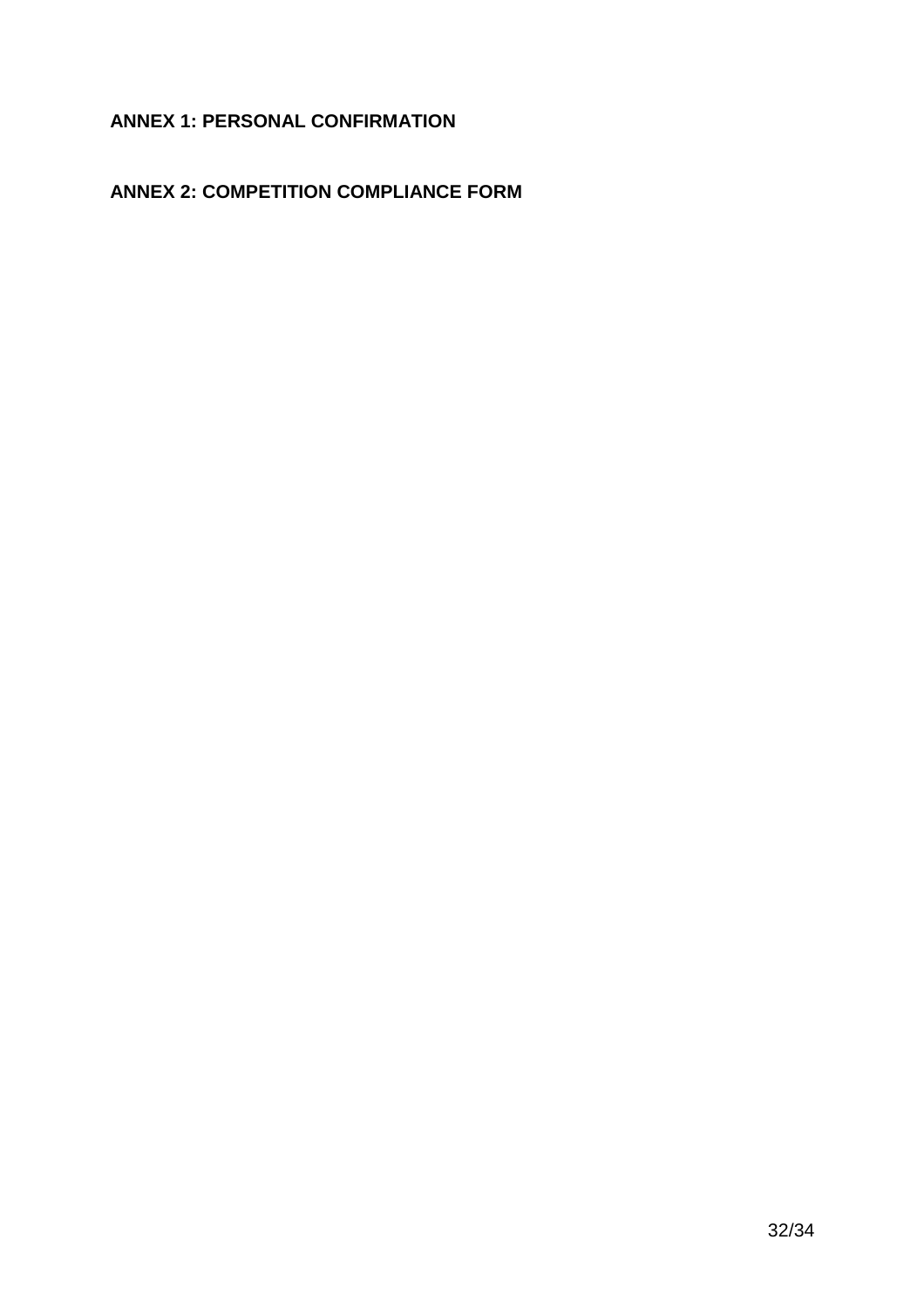## ANNEX 1: PERSONAL CONFIRMATION

## ANNEX 2: COMPETITION COMPLIANCE FORM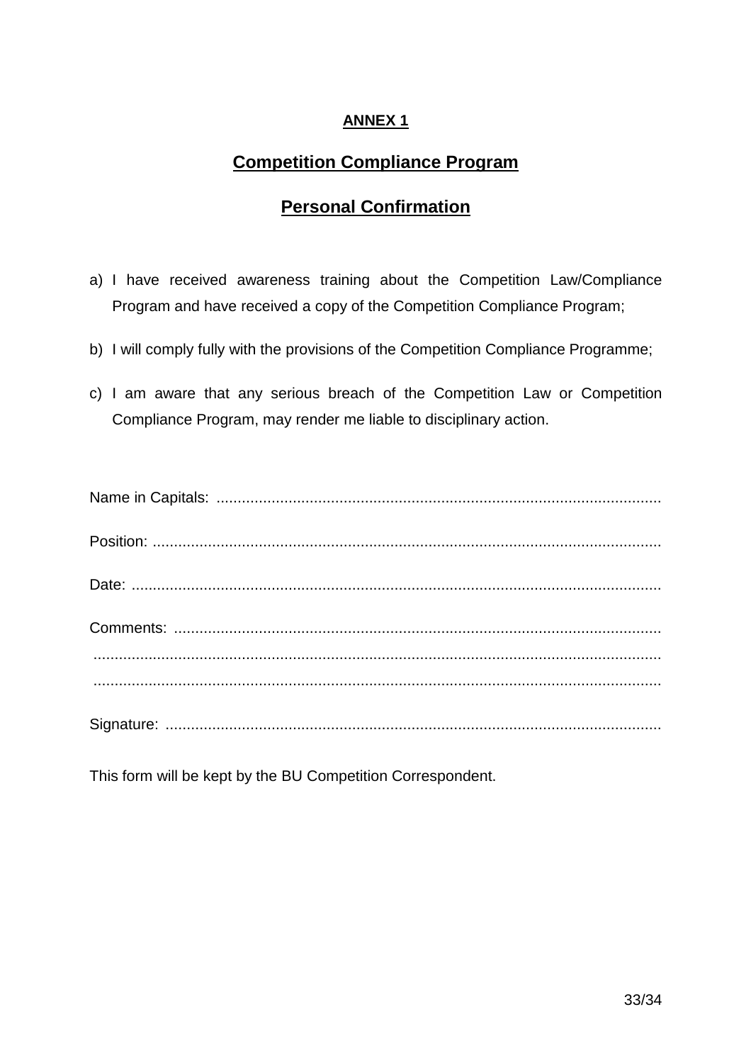**ANNEX 1**

## Competition Compliance Program

## Personal Confirmation

a) I have received awareness training about the Competition Law/Compliance Program and have received a copy of the Competition Compliance Program;

b) I will comply fully with the provisions of the Competition Compliance Programme;

c) I am aware that any serious breach of the Competition Law or Competition Compliance Program, may render me liable to disciplinary action.

Name in Capitals: ........................................................................................................

Position: .......................................................................................................................

Date: ............................................................................................................................

Comments: ..................................................................................................................
......................................................................................................................................
......................................................................................................................................

Signature: ....................................................................................................................

This form will be kept by the BU Competition Correspondent.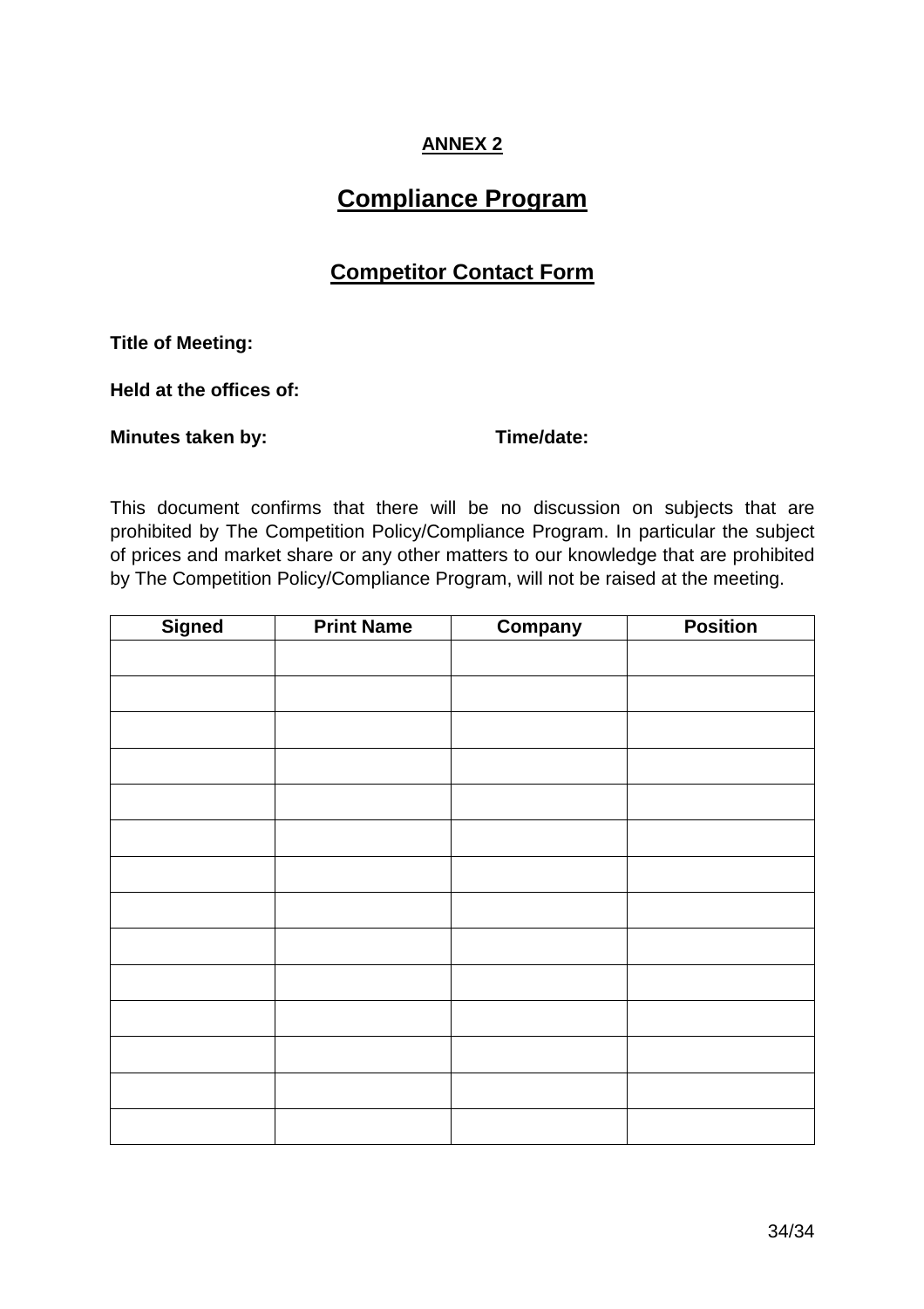**ANNEX 2**

# Compliance Program

## Competitor Contact Form

**Title of Meeting:**

**Held at the offices of:**

**Minutes taken by:** **Time/date:**

This document confirms that there will be no discussion on subjects that are prohibited by The Competition Policy/Compliance Program. In particular the subject of prices and market share or any other matters to our knowledge that are prohibited by The Competition Policy/Compliance Program, will not be raised at the meeting.

| Signed | Print Name | Company | Position |
|---|---|---|---|
| | | | |
| | | | |
| | | | |
| | | | |
| | | | |
| | | | |
| | | | |
| | | | |
| | | | |
| | | | |
| | | | |
| | | | |
| | | | |
| | | | |